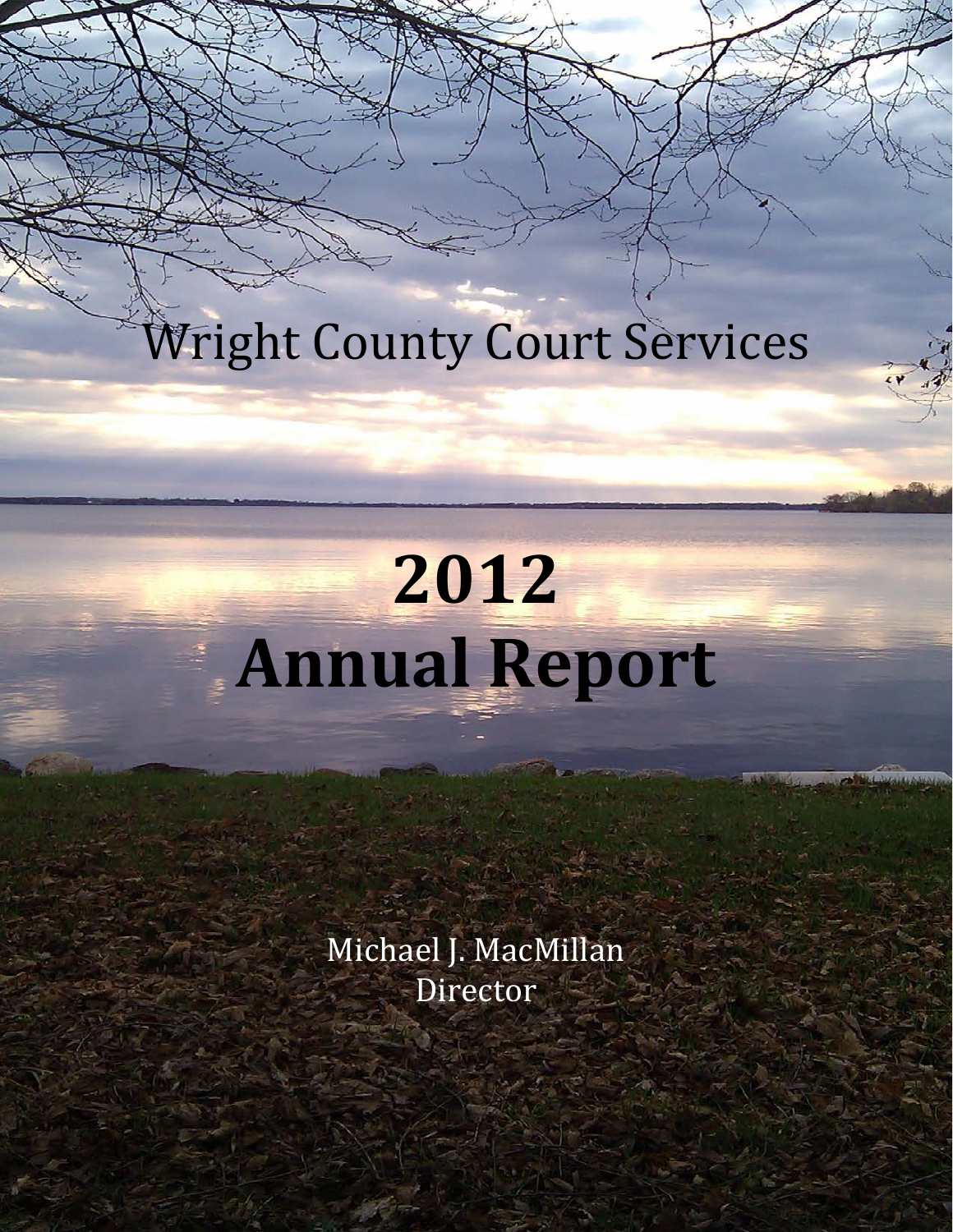# Wright County Court Services

# 2012
# Annual Report

Michael J. MacMillan
Director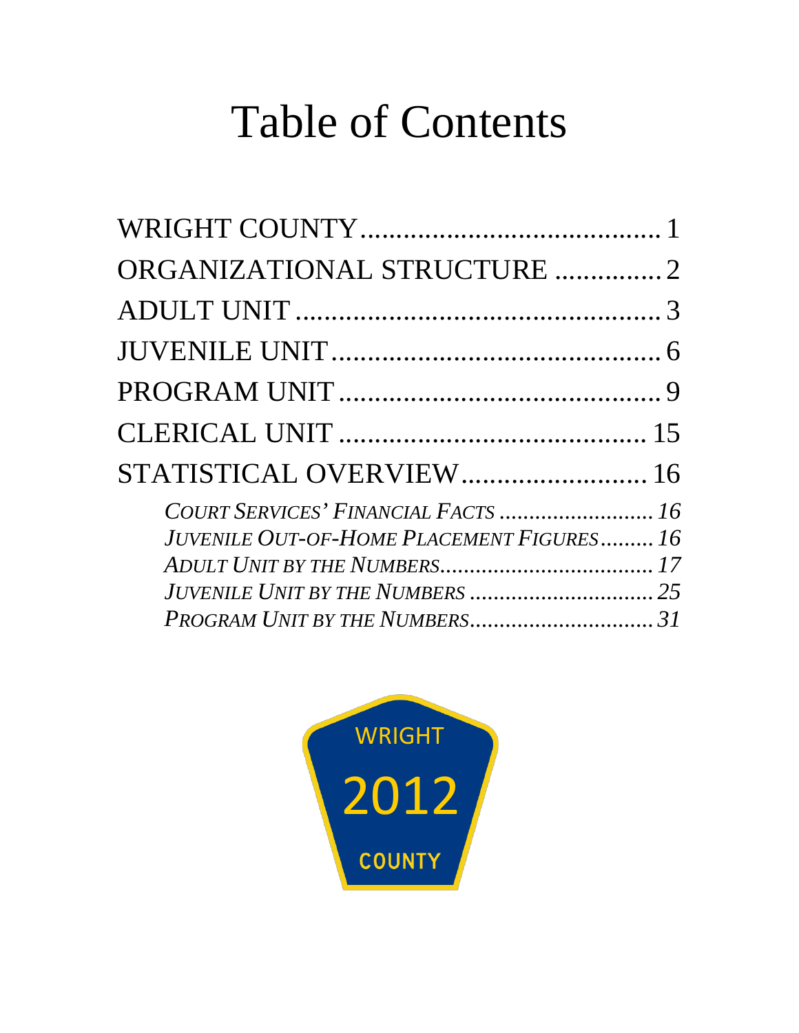# Table of Contents

WRIGHT COUNTY .......................................... 1
ORGANIZATIONAL STRUCTURE ............... 2
ADULT UNIT .................................................... 3
JUVENILE UNIT ............................................... 6
PROGRAM UNIT .............................................. 9
CLERICAL UNIT ........................................... 15
STATISTICAL OVERVIEW.......................... 16

- *COURT SERVICES' FINANCIAL FACTS .......................... 16*
- *JUVENILE OUT-OF-HOME PLACEMENT FIGURES......... 16*
- *ADULT UNIT BY THE NUMBERS.................................... 17*
- *JUVENILE UNIT BY THE NUMBERS ............................... 25*
- *PROGRAM UNIT BY THE NUMBERS............................... 31*

WRIGHT
2012
COUNTY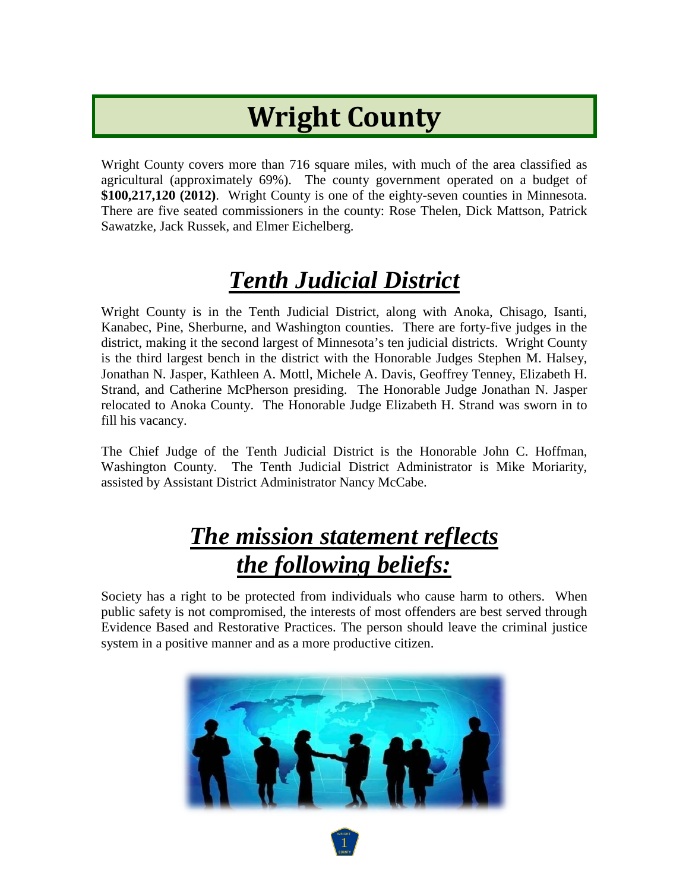# Wright County

Wright County covers more than 716 square miles, with much of the area classified as agricultural (approximately 69%). The county government operated on a budget of **$100,217,120 (2012)**. Wright County is one of the eighty-seven counties in Minnesota. There are five seated commissioners in the county: Rose Thelen, Dick Mattson, Patrick Sawatzke, Jack Russek, and Elmer Eichelberg.

## *Tenth Judicial District*

Wright County is in the Tenth Judicial District, along with Anoka, Chisago, Isanti, Kanabec, Pine, Sherburne, and Washington counties. There are forty-five judges in the district, making it the second largest of Minnesota's ten judicial districts. Wright County is the third largest bench in the district with the Honorable Judges Stephen M. Halsey, Jonathan N. Jasper, Kathleen A. Mottl, Michele A. Davis, Geoffrey Tenney, Elizabeth H. Strand, and Catherine McPherson presiding. The Honorable Judge Jonathan N. Jasper relocated to Anoka County. The Honorable Judge Elizabeth H. Strand was sworn in to fill his vacancy.

The Chief Judge of the Tenth Judicial District is the Honorable John C. Hoffman, Washington County. The Tenth Judicial District Administrator is Mike Moriarity, assisted by Assistant District Administrator Nancy McCabe.

## *The mission statement reflects the following beliefs:*

Society has a right to be protected from individuals who cause harm to others. When public safety is not compromised, the interests of most offenders are best served through Evidence Based and Restorative Practices. The person should leave the criminal justice system in a positive manner and as a more productive citizen.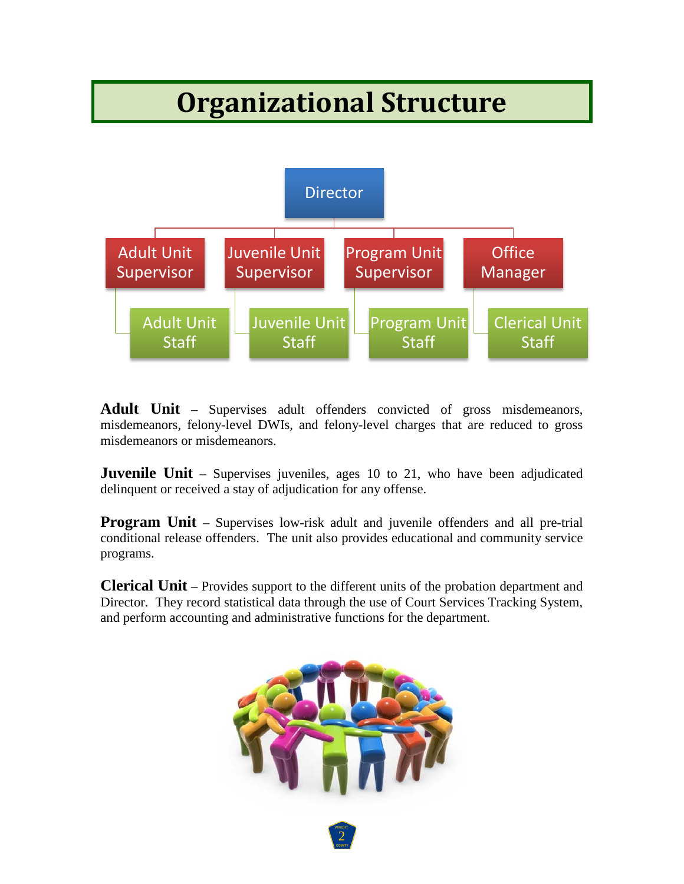# Organizational Structure

- Director
  - Adult Unit Supervisor
    - Adult Unit Staff
  - Juvenile Unit Supervisor
    - Juvenile Unit Staff
  - Program Unit Supervisor
    - Program Unit Staff
  - Office Manager
    - Clerical Unit Staff

**Adult Unit** – Supervises adult offenders convicted of gross misdemeanors, misdemeanors, felony-level DWIs, and felony-level charges that are reduced to gross misdemeanors or misdemeanors.

**Juvenile Unit** – Supervises juveniles, ages 10 to 21, who have been adjudicated delinquent or received a stay of adjudication for any offense.

**Program Unit** – Supervises low-risk adult and juvenile offenders and all pre-trial conditional release offenders. The unit also provides educational and community service programs.

**Clerical Unit** – Provides support to the different units of the probation department and Director. They record statistical data through the use of Court Services Tracking System, and perform accounting and administrative functions for the department.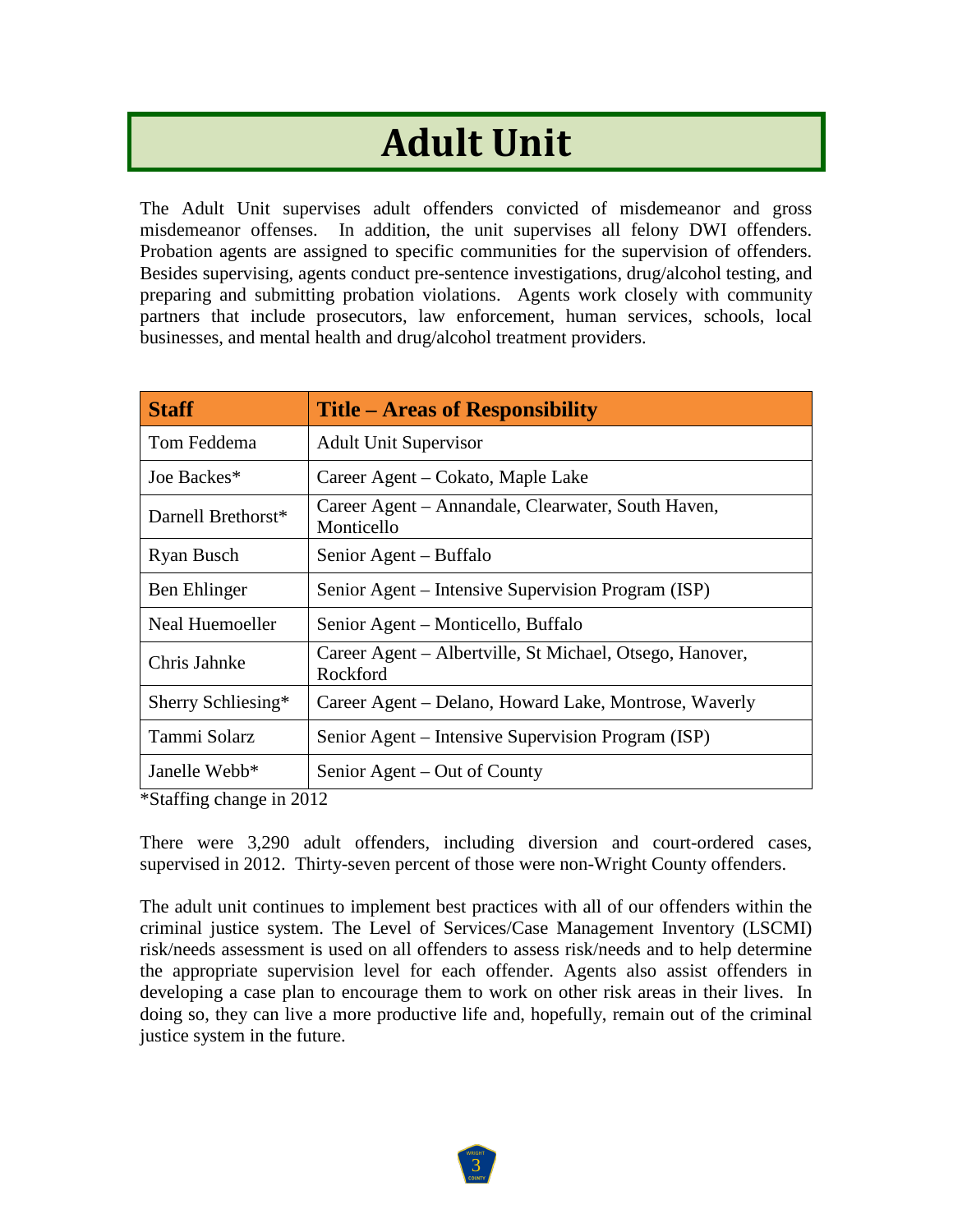# Adult Unit

The Adult Unit supervises adult offenders convicted of misdemeanor and gross misdemeanor offenses. In addition, the unit supervises all felony DWI offenders. Probation agents are assigned to specific communities for the supervision of offenders. Besides supervising, agents conduct pre-sentence investigations, drug/alcohol testing, and preparing and submitting probation violations. Agents work closely with community partners that include prosecutors, law enforcement, human services, schools, local businesses, and mental health and drug/alcohol treatment providers.

| Staff | Title – Areas of Responsibility |
|---|---|
| Tom Feddema | Adult Unit Supervisor |
| Joe Backes* | Career Agent – Cokato, Maple Lake |
| Darnell Brethorst* | Career Agent – Annandale, Clearwater, South Haven, Monticello |
| Ryan Busch | Senior Agent – Buffalo |
| Ben Ehlinger | Senior Agent – Intensive Supervision Program (ISP) |
| Neal Huemoeller | Senior Agent – Monticello, Buffalo |
| Chris Jahnke | Career Agent – Albertville, St Michael, Otsego, Hanover, Rockford |
| Sherry Schliesing* | Career Agent – Delano, Howard Lake, Montrose, Waverly |
| Tammi Solarz | Senior Agent – Intensive Supervision Program (ISP) |
| Janelle Webb* | Senior Agent – Out of County |

*Staffing change in 2012

There were 3,290 adult offenders, including diversion and court-ordered cases, supervised in 2012. Thirty-seven percent of those were non-Wright County offenders.

The adult unit continues to implement best practices with all of our offenders within the criminal justice system. The Level of Services/Case Management Inventory (LSCMI) risk/needs assessment is used on all offenders to assess risk/needs and to help determine the appropriate supervision level for each offender. Agents also assist offenders in developing a case plan to encourage them to work on other risk areas in their lives. In doing so, they can live a more productive life and, hopefully, remain out of the criminal justice system in the future.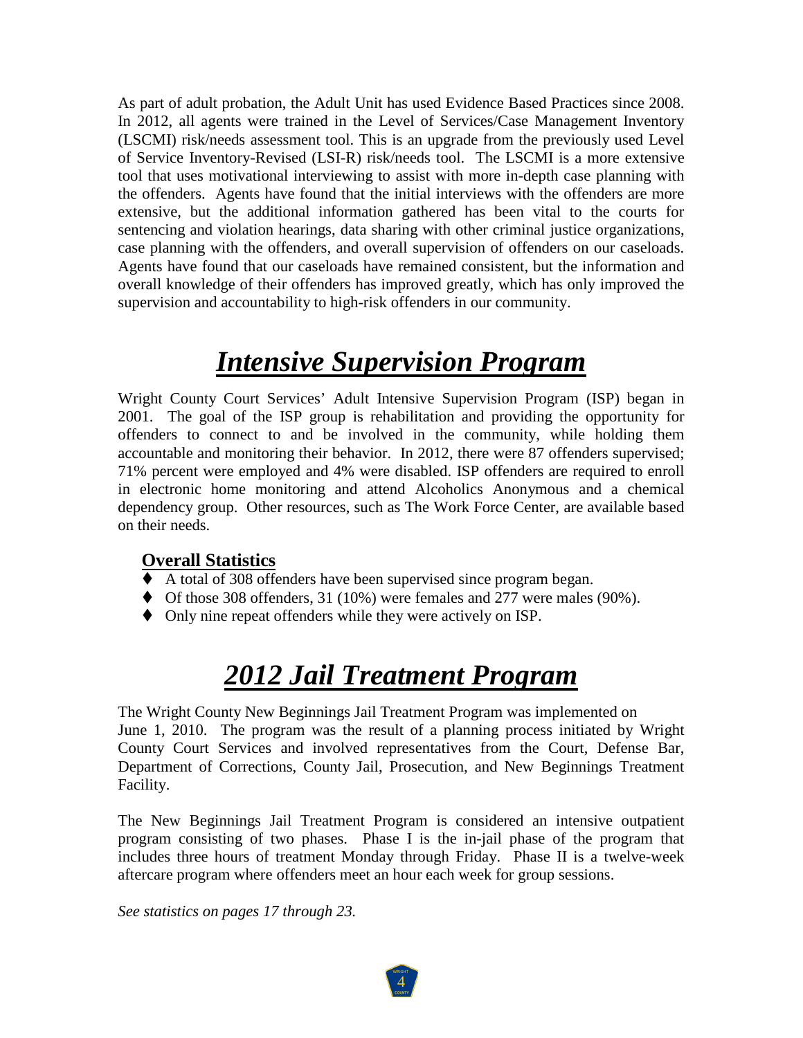As part of adult probation, the Adult Unit has used Evidence Based Practices since 2008. In 2012, all agents were trained in the Level of Services/Case Management Inventory (LSCMI) risk/needs assessment tool. This is an upgrade from the previously used Level of Service Inventory-Revised (LSI-R) risk/needs tool. The LSCMI is a more extensive tool that uses motivational interviewing to assist with more in-depth case planning with the offenders. Agents have found that the initial interviews with the offenders are more extensive, but the additional information gathered has been vital to the courts for sentencing and violation hearings, data sharing with other criminal justice organizations, case planning with the offenders, and overall supervision of offenders on our caseloads. Agents have found that our caseloads have remained consistent, but the information and overall knowledge of their offenders has improved greatly, which has only improved the supervision and accountability to high-risk offenders in our community.

# ***Intensive Supervision Program***

Wright County Court Services' Adult Intensive Supervision Program (ISP) began in 2001. The goal of the ISP group is rehabilitation and providing the opportunity for offenders to connect to and be involved in the community, while holding them accountable and monitoring their behavior. In 2012, there were 87 offenders supervised; 71% percent were employed and 4% were disabled. ISP offenders are required to enroll in electronic home monitoring and attend Alcoholics Anonymous and a chemical dependency group. Other resources, such as The Work Force Center, are available based on their needs.

## **Overall Statistics**

- A total of 308 offenders have been supervised since program began.
- Of those 308 offenders, 31 (10%) were females and 277 were males (90%).
- Only nine repeat offenders while they were actively on ISP.

# ***2012 Jail Treatment Program***

The Wright County New Beginnings Jail Treatment Program was implemented on June 1, 2010. The program was the result of a planning process initiated by Wright County Court Services and involved representatives from the Court, Defense Bar, Department of Corrections, County Jail, Prosecution, and New Beginnings Treatment Facility.

The New Beginnings Jail Treatment Program is considered an intensive outpatient program consisting of two phases. Phase I is the in-jail phase of the program that includes three hours of treatment Monday through Friday. Phase II is a twelve-week aftercare program where offenders meet an hour each week for group sessions.

*See statistics on pages 17 through 23.*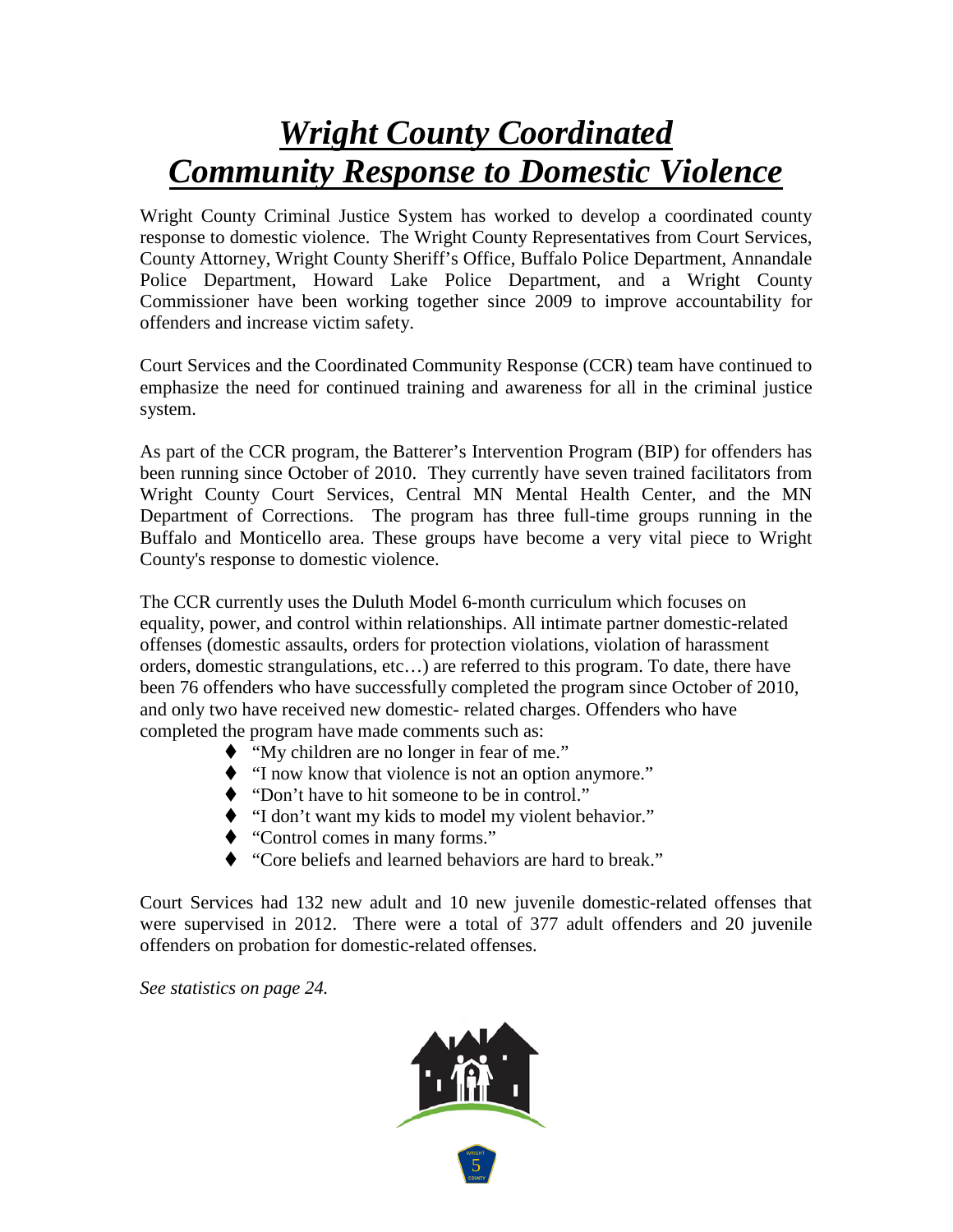# ***Wright County Coordinated Community Response to Domestic Violence***

Wright County Criminal Justice System has worked to develop a coordinated county response to domestic violence. The Wright County Representatives from Court Services, County Attorney, Wright County Sheriff's Office, Buffalo Police Department, Annandale Police Department, Howard Lake Police Department, and a Wright County Commissioner have been working together since 2009 to improve accountability for offenders and increase victim safety.

Court Services and the Coordinated Community Response (CCR) team have continued to emphasize the need for continued training and awareness for all in the criminal justice system.

As part of the CCR program, the Batterer's Intervention Program (BIP) for offenders has been running since October of 2010. They currently have seven trained facilitators from Wright County Court Services, Central MN Mental Health Center, and the MN Department of Corrections. The program has three full-time groups running in the Buffalo and Monticello area. These groups have become a very vital piece to Wright County's response to domestic violence.

The CCR currently uses the Duluth Model 6-month curriculum which focuses on equality, power, and control within relationships. All intimate partner domestic-related offenses (domestic assaults, orders for protection violations, violation of harassment orders, domestic strangulations, etc…) are referred to this program. To date, there have been 76 offenders who have successfully completed the program since October of 2010, and only two have received new domestic- related charges. Offenders who have completed the program have made comments such as:

- "My children are no longer in fear of me."
- "I now know that violence is not an option anymore."
- "Don't have to hit someone to be in control."
- "I don't want my kids to model my violent behavior."
- "Control comes in many forms."
- "Core beliefs and learned behaviors are hard to break."

Court Services had 132 new adult and 10 new juvenile domestic-related offenses that were supervised in 2012. There were a total of 377 adult offenders and 20 juvenile offenders on probation for domestic-related offenses.

*See statistics on page 24.*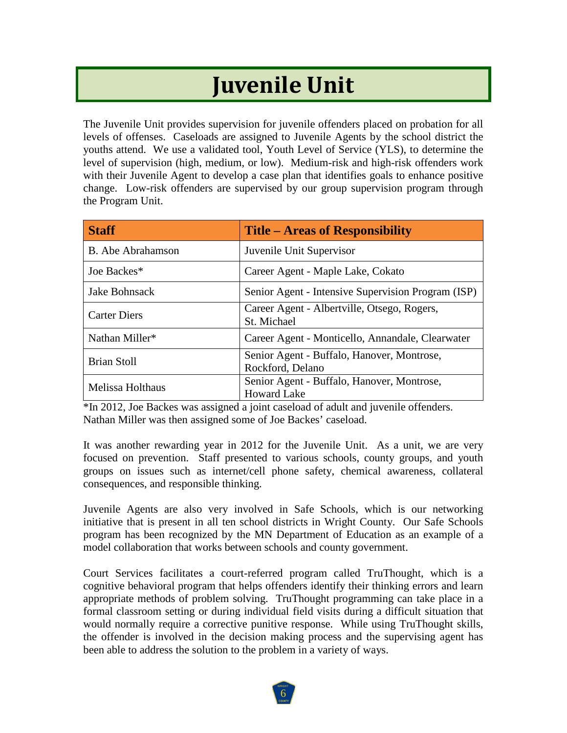# Juvenile Unit

The Juvenile Unit provides supervision for juvenile offenders placed on probation for all levels of offenses. Caseloads are assigned to Juvenile Agents by the school district the youths attend. We use a validated tool, Youth Level of Service (YLS), to determine the level of supervision (high, medium, or low). Medium-risk and high-risk offenders work with their Juvenile Agent to develop a case plan that identifies goals to enhance positive change. Low-risk offenders are supervised by our group supervision program through the Program Unit.

| Staff | Title – Areas of Responsibility |
| --- | --- |
| B. Abe Abrahamson | Juvenile Unit Supervisor |
| Joe Backes* | Career Agent - Maple Lake, Cokato |
| Jake Bohnsack | Senior Agent - Intensive Supervision Program (ISP) |
| Carter Diers | Career Agent - Albertville, Otsego, Rogers, St. Michael |
| Nathan Miller* | Career Agent - Monticello, Annandale, Clearwater |
| Brian Stoll | Senior Agent - Buffalo, Hanover, Montrose, Rockford, Delano |
| Melissa Holthaus | Senior Agent - Buffalo, Hanover, Montrose, Howard Lake |

*In 2012, Joe Backes was assigned a joint caseload of adult and juvenile offenders. Nathan Miller was then assigned some of Joe Backes' caseload.

It was another rewarding year in 2012 for the Juvenile Unit. As a unit, we are very focused on prevention. Staff presented to various schools, county groups, and youth groups on issues such as internet/cell phone safety, chemical awareness, collateral consequences, and responsible thinking.

Juvenile Agents are also very involved in Safe Schools, which is our networking initiative that is present in all ten school districts in Wright County. Our Safe Schools program has been recognized by the MN Department of Education as an example of a model collaboration that works between schools and county government.

Court Services facilitates a court-referred program called TruThought, which is a cognitive behavioral program that helps offenders identify their thinking errors and learn appropriate methods of problem solving. TruThought programming can take place in a formal classroom setting or during individual field visits during a difficult situation that would normally require a corrective punitive response. While using TruThought skills, the offender is involved in the decision making process and the supervising agent has been able to address the solution to the problem in a variety of ways.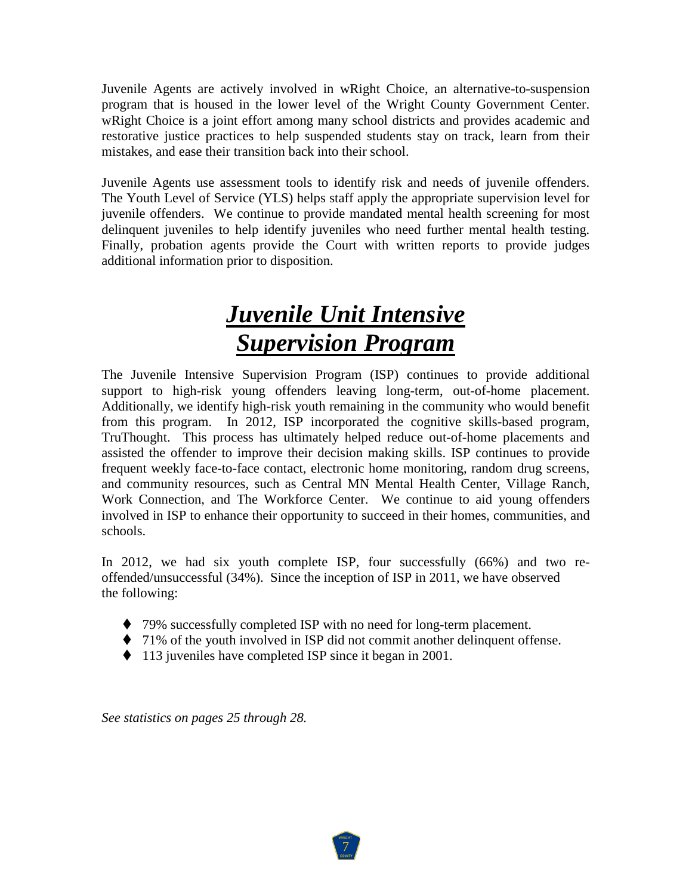Juvenile Agents are actively involved in wRight Choice, an alternative-to-suspension program that is housed in the lower level of the Wright County Government Center. wRight Choice is a joint effort among many school districts and provides academic and restorative justice practices to help suspended students stay on track, learn from their mistakes, and ease their transition back into their school.

Juvenile Agents use assessment tools to identify risk and needs of juvenile offenders. The Youth Level of Service (YLS) helps staff apply the appropriate supervision level for juvenile offenders. We continue to provide mandated mental health screening for most delinquent juveniles to help identify juveniles who need further mental health testing. Finally, probation agents provide the Court with written reports to provide judges additional information prior to disposition.

# ***Juvenile Unit Intensive Supervision Program***

The Juvenile Intensive Supervision Program (ISP) continues to provide additional support to high-risk young offenders leaving long-term, out-of-home placement. Additionally, we identify high-risk youth remaining in the community who would benefit from this program. In 2012, ISP incorporated the cognitive skills-based program, TruThought. This process has ultimately helped reduce out-of-home placements and assisted the offender to improve their decision making skills. ISP continues to provide frequent weekly face-to-face contact, electronic home monitoring, random drug screens, and community resources, such as Central MN Mental Health Center, Village Ranch, Work Connection, and The Workforce Center. We continue to aid young offenders involved in ISP to enhance their opportunity to succeed in their homes, communities, and schools.

In 2012, we had six youth complete ISP, four successfully (66%) and two re-offended/unsuccessful (34%). Since the inception of ISP in 2011, we have observed the following:

- 79% successfully completed ISP with no need for long-term placement.
- 71% of the youth involved in ISP did not commit another delinquent offense.
- 113 juveniles have completed ISP since it began in 2001.

*See statistics on pages 25 through 28.*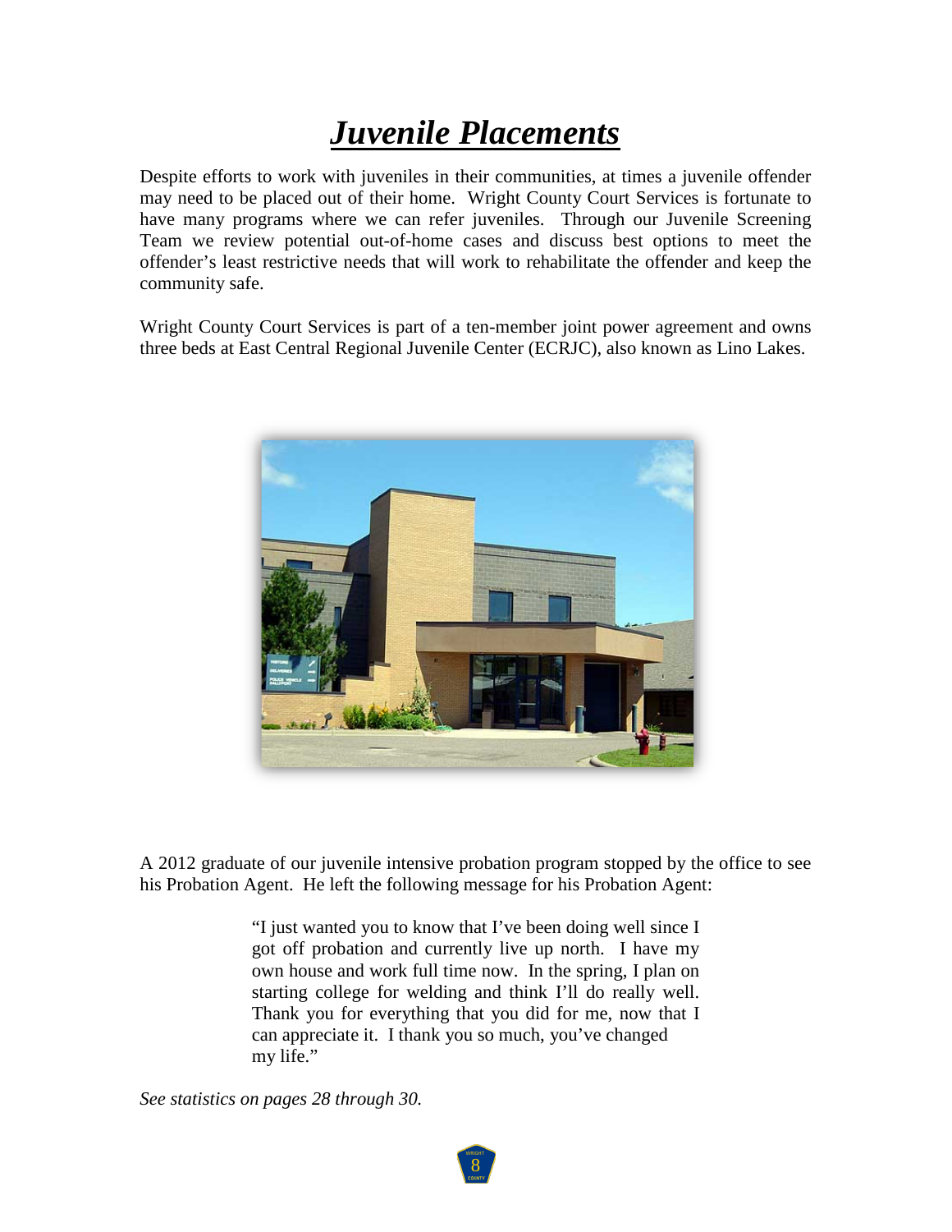# ***Juvenile Placements***

Despite efforts to work with juveniles in their communities, at times a juvenile offender may need to be placed out of their home. Wright County Court Services is fortunate to have many programs where we can refer juveniles. Through our Juvenile Screening Team we review potential out-of-home cases and discuss best options to meet the offender's least restrictive needs that will work to rehabilitate the offender and keep the community safe.

Wright County Court Services is part of a ten-member joint power agreement and owns three beds at East Central Regional Juvenile Center (ECRJC), also known as Lino Lakes.

A 2012 graduate of our juvenile intensive probation program stopped by the office to see his Probation Agent. He left the following message for his Probation Agent:

> "I just wanted you to know that I've been doing well since I got off probation and currently live up north. I have my own house and work full time now. In the spring, I plan on starting college for welding and think I'll do really well. Thank you for everything that you did for me, now that I can appreciate it. I thank you so much, you've changed my life."

*See statistics on pages 28 through 30.*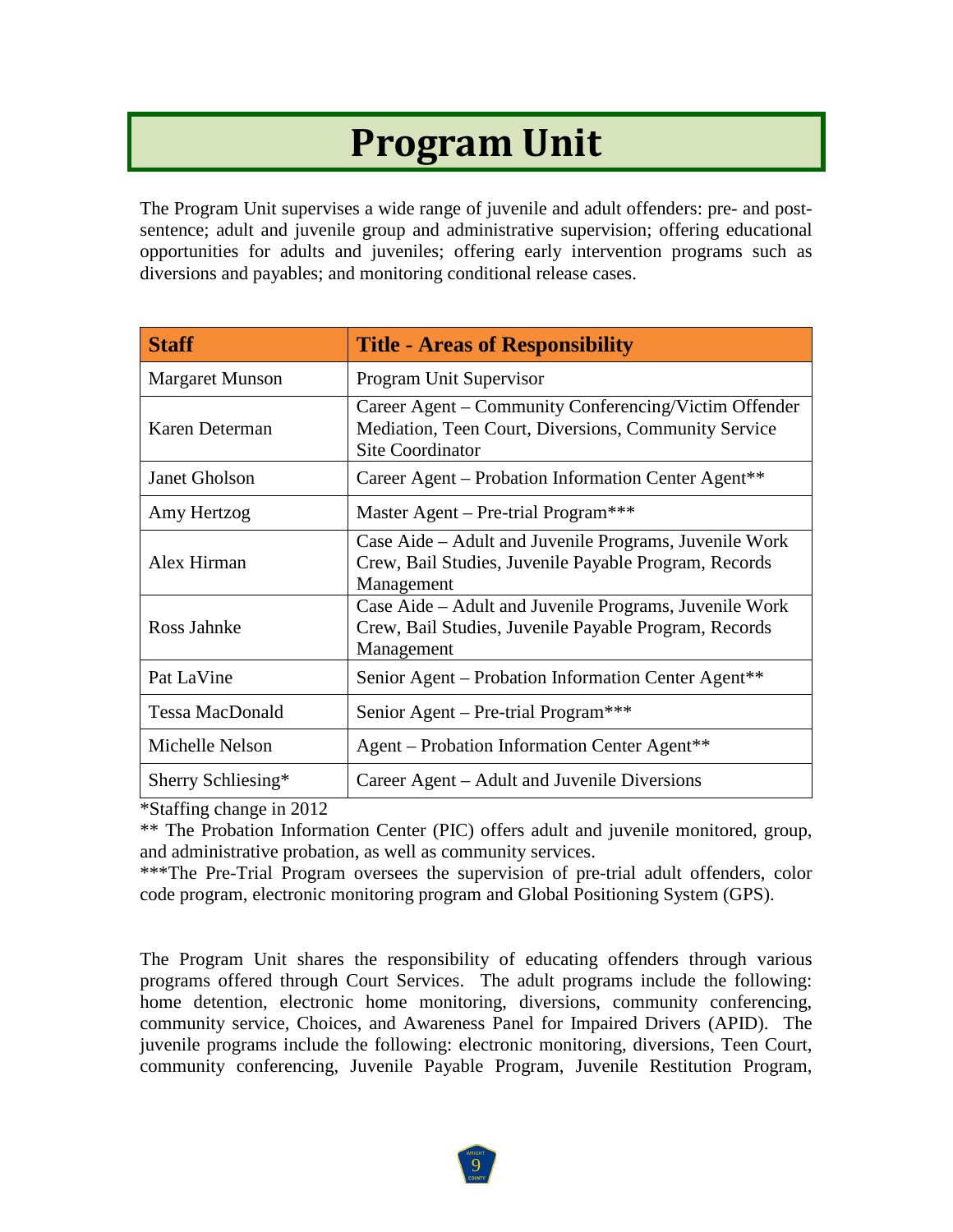# Program Unit

The Program Unit supervises a wide range of juvenile and adult offenders: pre- and post-sentence; adult and juvenile group and administrative supervision; offering educational opportunities for adults and juveniles; offering early intervention programs such as diversions and payables; and monitoring conditional release cases.

| Staff | Title - Areas of Responsibility |
|---|---|
| Margaret Munson | Program Unit Supervisor |
| Karen Determan | Career Agent – Community Conferencing/Victim Offender Mediation, Teen Court, Diversions, Community Service Site Coordinator |
| Janet Gholson | Career Agent – Probation Information Center Agent** |
| Amy Hertzog | Master Agent – Pre-trial Program*** |
| Alex Hirman | Case Aide – Adult and Juvenile Programs, Juvenile Work Crew, Bail Studies, Juvenile Payable Program, Records Management |
| Ross Jahnke | Case Aide – Adult and Juvenile Programs, Juvenile Work Crew, Bail Studies, Juvenile Payable Program, Records Management |
| Pat LaVine | Senior Agent – Probation Information Center Agent** |
| Tessa MacDonald | Senior Agent – Pre-trial Program*** |
| Michelle Nelson | Agent – Probation Information Center Agent** |
| Sherry Schliesing* | Career Agent – Adult and Juvenile Diversions |

*Staffing change in 2012

** The Probation Information Center (PIC) offers adult and juvenile monitored, group, and administrative probation, as well as community services.

***The Pre-Trial Program oversees the supervision of pre-trial adult offenders, color code program, electronic monitoring program and Global Positioning System (GPS).

The Program Unit shares the responsibility of educating offenders through various programs offered through Court Services. The adult programs include the following: home detention, electronic home monitoring, diversions, community conferencing, community service, Choices, and Awareness Panel for Impaired Drivers (APID). The juvenile programs include the following: electronic monitoring, diversions, Teen Court, community conferencing, Juvenile Payable Program, Juvenile Restitution Program,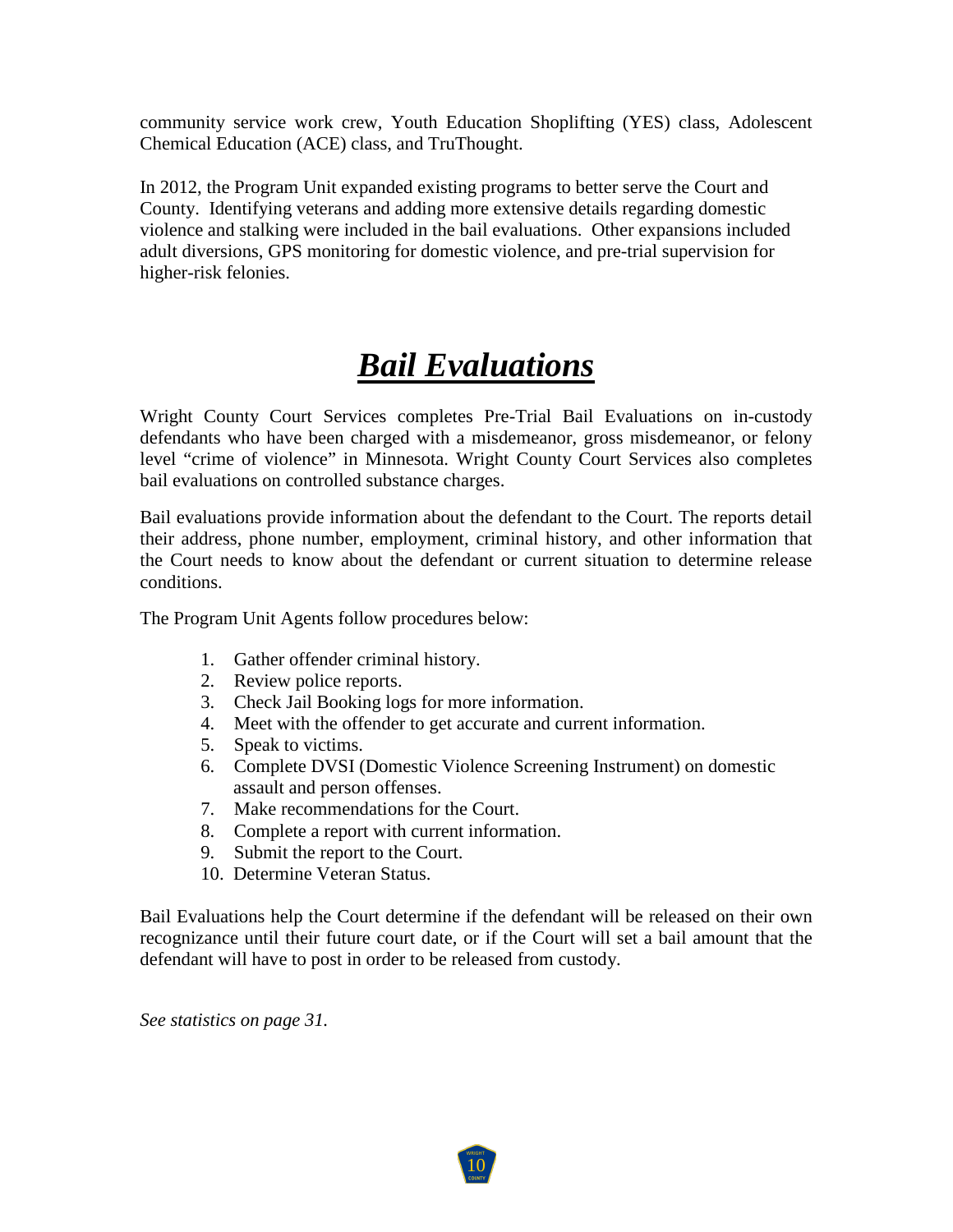community service work crew, Youth Education Shoplifting (YES) class, Adolescent Chemical Education (ACE) class, and TruThought.

In 2012, the Program Unit expanded existing programs to better serve the Court and County. Identifying veterans and adding more extensive details regarding domestic violence and stalking were included in the bail evaluations. Other expansions included adult diversions, GPS monitoring for domestic violence, and pre-trial supervision for higher-risk felonies.

# ***Bail Evaluations***

Wright County Court Services completes Pre-Trial Bail Evaluations on in-custody defendants who have been charged with a misdemeanor, gross misdemeanor, or felony level "crime of violence" in Minnesota. Wright County Court Services also completes bail evaluations on controlled substance charges.

Bail evaluations provide information about the defendant to the Court. The reports detail their address, phone number, employment, criminal history, and other information that the Court needs to know about the defendant or current situation to determine release conditions.

The Program Unit Agents follow procedures below:

1. Gather offender criminal history.
2. Review police reports.
3. Check Jail Booking logs for more information.
4. Meet with the offender to get accurate and current information.
5. Speak to victims.
6. Complete DVSI (Domestic Violence Screening Instrument) on domestic assault and person offenses.
7. Make recommendations for the Court.
8. Complete a report with current information.
9. Submit the report to the Court.
10. Determine Veteran Status.

Bail Evaluations help the Court determine if the defendant will be released on their own recognizance until their future court date, or if the Court will set a bail amount that the defendant will have to post in order to be released from custody.

*See statistics on page 31.*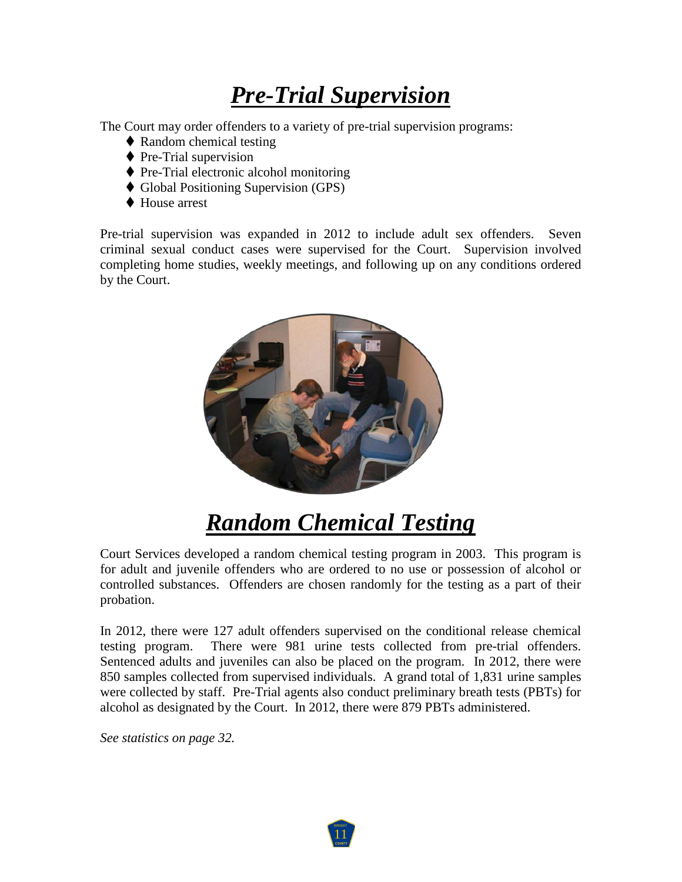# ***Pre-Trial Supervision***

The Court may order offenders to a variety of pre-trial supervision programs:

- Random chemical testing
- Pre-Trial supervision
- Pre-Trial electronic alcohol monitoring
- Global Positioning Supervision (GPS)
- House arrest

Pre-trial supervision was expanded in 2012 to include adult sex offenders. Seven criminal sexual conduct cases were supervised for the Court. Supervision involved completing home studies, weekly meetings, and following up on any conditions ordered by the Court.

# ***Random Chemical Testing***

Court Services developed a random chemical testing program in 2003. This program is for adult and juvenile offenders who are ordered to no use or possession of alcohol or controlled substances. Offenders are chosen randomly for the testing as a part of their probation.

In 2012, there were 127 adult offenders supervised on the conditional release chemical testing program. There were 981 urine tests collected from pre-trial offenders. Sentenced adults and juveniles can also be placed on the program. In 2012, there were 850 samples collected from supervised individuals. A grand total of 1,831 urine samples were collected by staff. Pre-Trial agents also conduct preliminary breath tests (PBTs) for alcohol as designated by the Court. In 2012, there were 879 PBTs administered.

*See statistics on page 32.*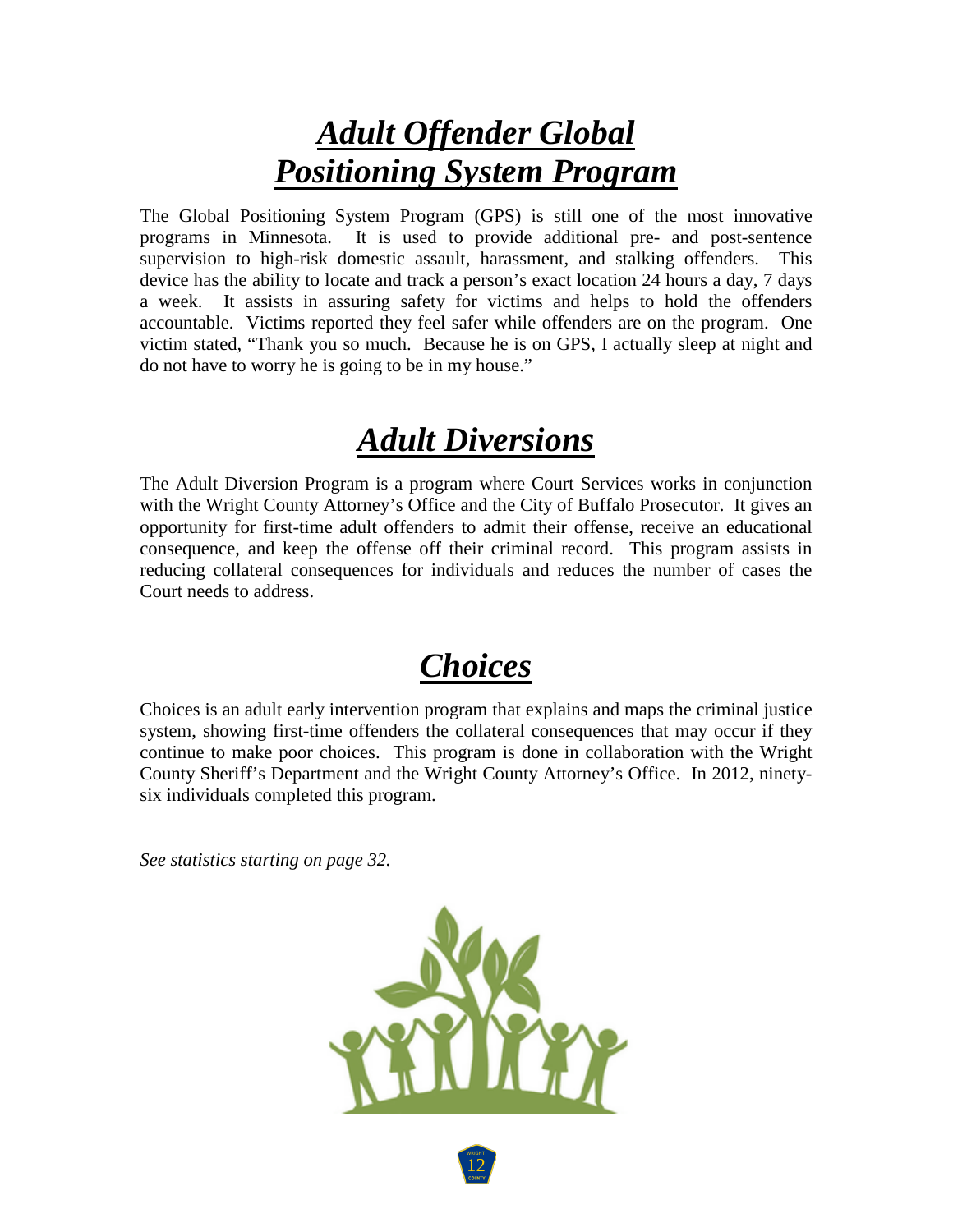# *Adult Offender Global Positioning System Program*

The Global Positioning System Program (GPS) is still one of the most innovative programs in Minnesota. It is used to provide additional pre- and post-sentence supervision to high-risk domestic assault, harassment, and stalking offenders. This device has the ability to locate and track a person's exact location 24 hours a day, 7 days a week. It assists in assuring safety for victims and helps to hold the offenders accountable. Victims reported they feel safer while offenders are on the program. One victim stated, "Thank you so much. Because he is on GPS, I actually sleep at night and do not have to worry he is going to be in my house."

# *Adult Diversions*

The Adult Diversion Program is a program where Court Services works in conjunction with the Wright County Attorney's Office and the City of Buffalo Prosecutor. It gives an opportunity for first-time adult offenders to admit their offense, receive an educational consequence, and keep the offense off their criminal record. This program assists in reducing collateral consequences for individuals and reduces the number of cases the Court needs to address.

# *Choices*

Choices is an adult early intervention program that explains and maps the criminal justice system, showing first-time offenders the collateral consequences that may occur if they continue to make poor choices. This program is done in collaboration with the Wright County Sheriff's Department and the Wright County Attorney's Office. In 2012, ninety-six individuals completed this program.

*See statistics starting on page 32.*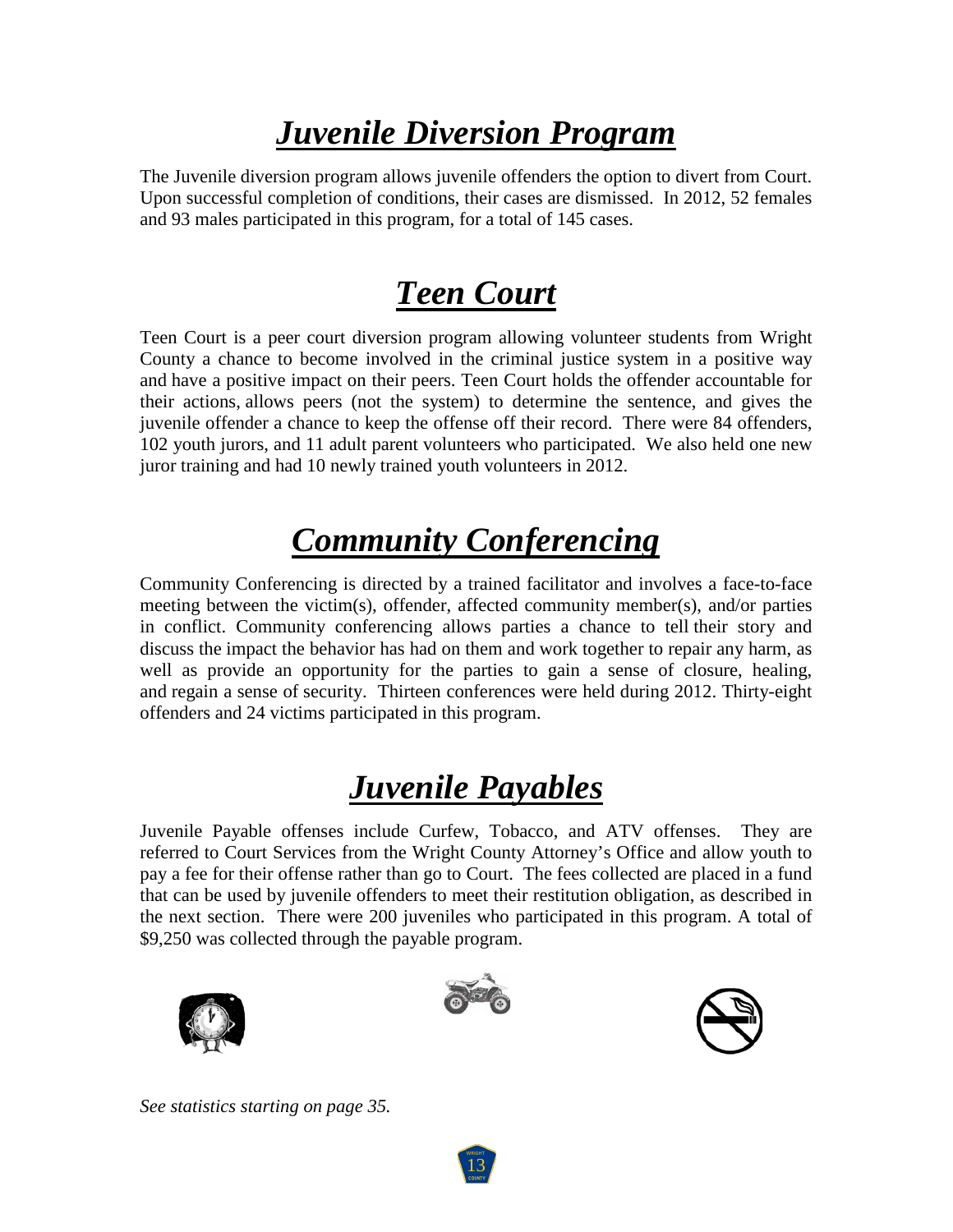# ***Juvenile Diversion Program***

The Juvenile diversion program allows juvenile offenders the option to divert from Court. Upon successful completion of conditions, their cases are dismissed. In 2012, 52 females and 93 males participated in this program, for a total of 145 cases.

# ***Teen Court***

Teen Court is a peer court diversion program allowing volunteer students from Wright County a chance to become involved in the criminal justice system in a positive way and have a positive impact on their peers. Teen Court holds the offender accountable for their actions, allows peers (not the system) to determine the sentence, and gives the juvenile offender a chance to keep the offense off their record. There were 84 offenders, 102 youth jurors, and 11 adult parent volunteers who participated. We also held one new juror training and had 10 newly trained youth volunteers in 2012.

# ***Community Conferencing***

Community Conferencing is directed by a trained facilitator and involves a face-to-face meeting between the victim(s), offender, affected community member(s), and/or parties in conflict. Community conferencing allows parties a chance to tell their story and discuss the impact the behavior has had on them and work together to repair any harm, as well as provide an opportunity for the parties to gain a sense of closure, healing, and regain a sense of security. Thirteen conferences were held during 2012. Thirty-eight offenders and 24 victims participated in this program.

# ***Juvenile Payables***

Juvenile Payable offenses include Curfew, Tobacco, and ATV offenses. They are referred to Court Services from the Wright County Attorney's Office and allow youth to pay a fee for their offense rather than go to Court. The fees collected are placed in a fund that can be used by juvenile offenders to meet their restitution obligation, as described in the next section. There were 200 juveniles who participated in this program. A total of $9,250 was collected through the payable program.

*See statistics starting on page 35.*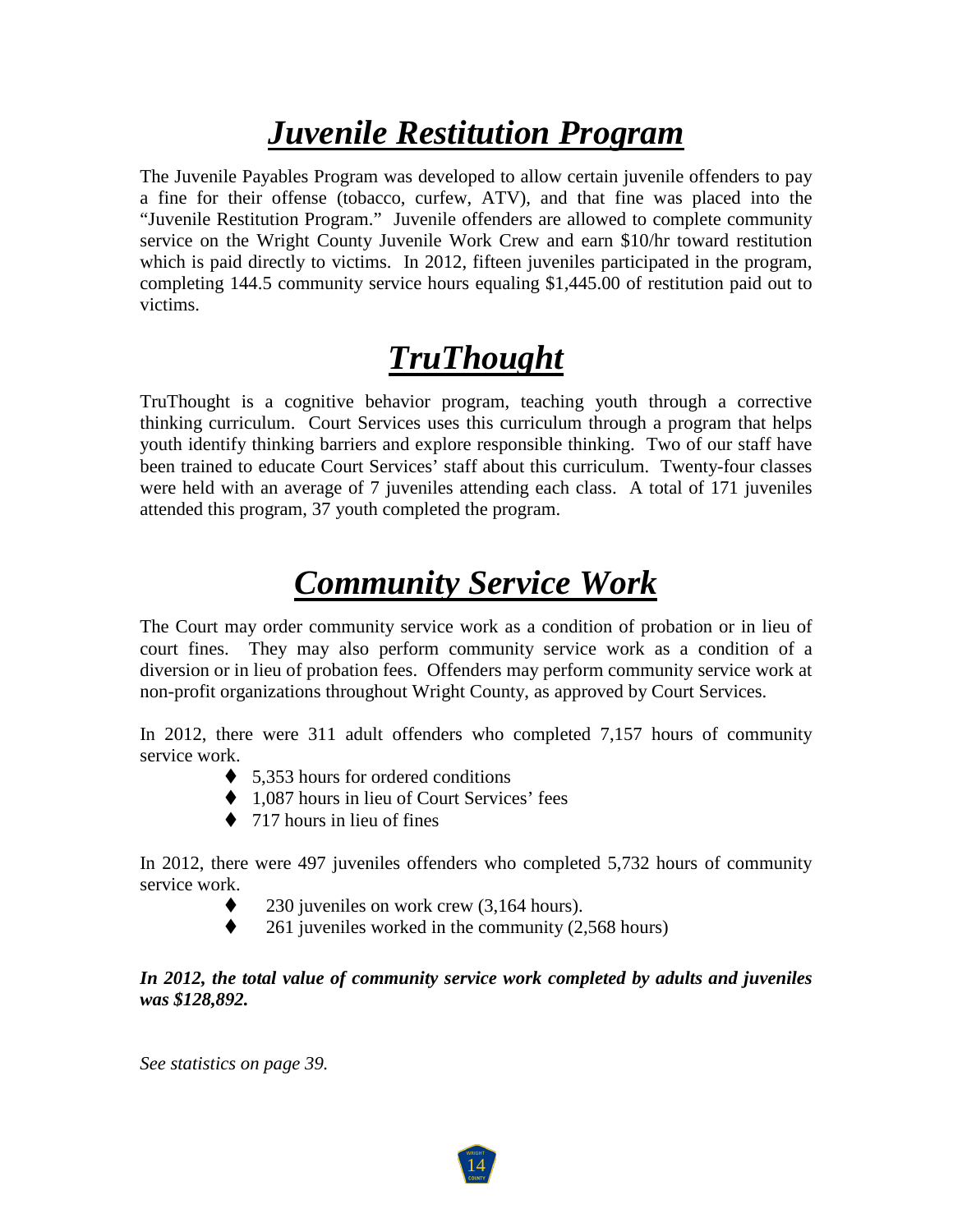# ***Juvenile Restitution Program***

The Juvenile Payables Program was developed to allow certain juvenile offenders to pay a fine for their offense (tobacco, curfew, ATV), and that fine was placed into the "Juvenile Restitution Program." Juvenile offenders are allowed to complete community service on the Wright County Juvenile Work Crew and earn $10/hr toward restitution which is paid directly to victims. In 2012, fifteen juveniles participated in the program, completing 144.5 community service hours equaling $1,445.00 of restitution paid out to victims.

# ***TruThought***

TruThought is a cognitive behavior program, teaching youth through a corrective thinking curriculum. Court Services uses this curriculum through a program that helps youth identify thinking barriers and explore responsible thinking. Two of our staff have been trained to educate Court Services' staff about this curriculum. Twenty-four classes were held with an average of 7 juveniles attending each class. A total of 171 juveniles attended this program, 37 youth completed the program.

# ***Community Service Work***

The Court may order community service work as a condition of probation or in lieu of court fines. They may also perform community service work as a condition of a diversion or in lieu of probation fees. Offenders may perform community service work at non-profit organizations throughout Wright County, as approved by Court Services.

In 2012, there were 311 adult offenders who completed 7,157 hours of community service work.

- 5,353 hours for ordered conditions
- 1,087 hours in lieu of Court Services' fees
- 717 hours in lieu of fines

In 2012, there were 497 juveniles offenders who completed 5,732 hours of community service work.

- 230 juveniles on work crew (3,164 hours).
- 261 juveniles worked in the community (2,568 hours)

***In 2012, the total value of community service work completed by adults and juveniles was $128,892.***

*See statistics on page 39.*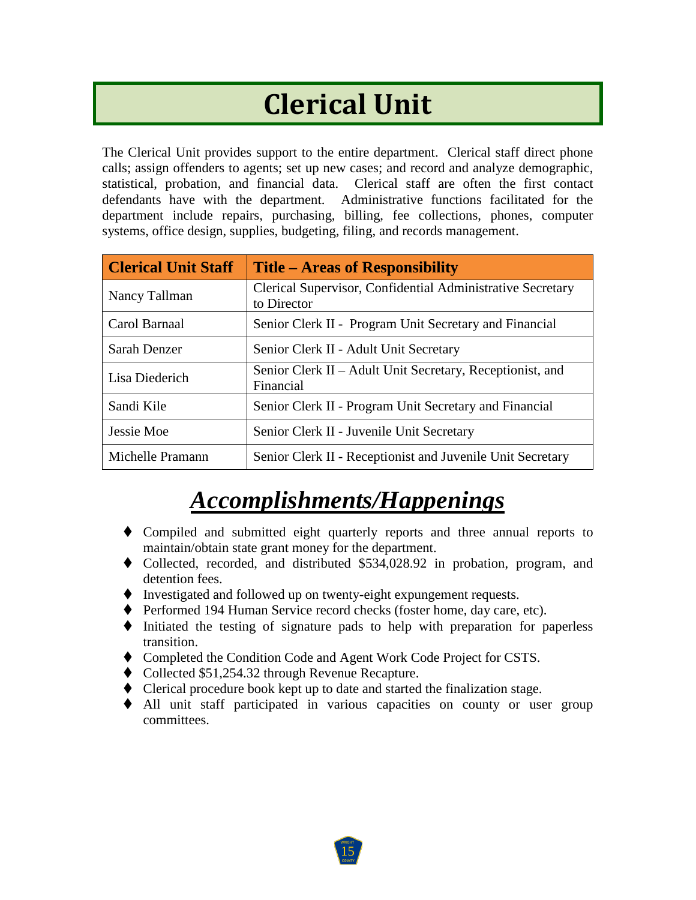# Clerical Unit

The Clerical Unit provides support to the entire department. Clerical staff direct phone calls; assign offenders to agents; set up new cases; and record and analyze demographic, statistical, probation, and financial data. Clerical staff are often the first contact defendants have with the department. Administrative functions facilitated for the department include repairs, purchasing, billing, fee collections, phones, computer systems, office design, supplies, budgeting, filing, and records management.

| Clerical Unit Staff | Title – Areas of Responsibility |
|---|---|
| Nancy Tallman | Clerical Supervisor, Confidential Administrative Secretary to Director |
| Carol Barnaal | Senior Clerk II - Program Unit Secretary and Financial |
| Sarah Denzer | Senior Clerk II - Adult Unit Secretary |
| Lisa Diederich | Senior Clerk II – Adult Unit Secretary, Receptionist, and Financial |
| Sandi Kile | Senior Clerk II - Program Unit Secretary and Financial |
| Jessie Moe | Senior Clerk II - Juvenile Unit Secretary |
| Michelle Pramann | Senior Clerk II - Receptionist and Juvenile Unit Secretary |

## *Accomplishments/Happenings*

- Compiled and submitted eight quarterly reports and three annual reports to maintain/obtain state grant money for the department.
- Collected, recorded, and distributed $534,028.92 in probation, program, and detention fees.
- Investigated and followed up on twenty-eight expungement requests.
- Performed 194 Human Service record checks (foster home, day care, etc).
- Initiated the testing of signature pads to help with preparation for paperless transition.
- Completed the Condition Code and Agent Work Code Project for CSTS.
- Collected $51,254.32 through Revenue Recapture.
- Clerical procedure book kept up to date and started the finalization stage.
- All unit staff participated in various capacities on county or user group committees.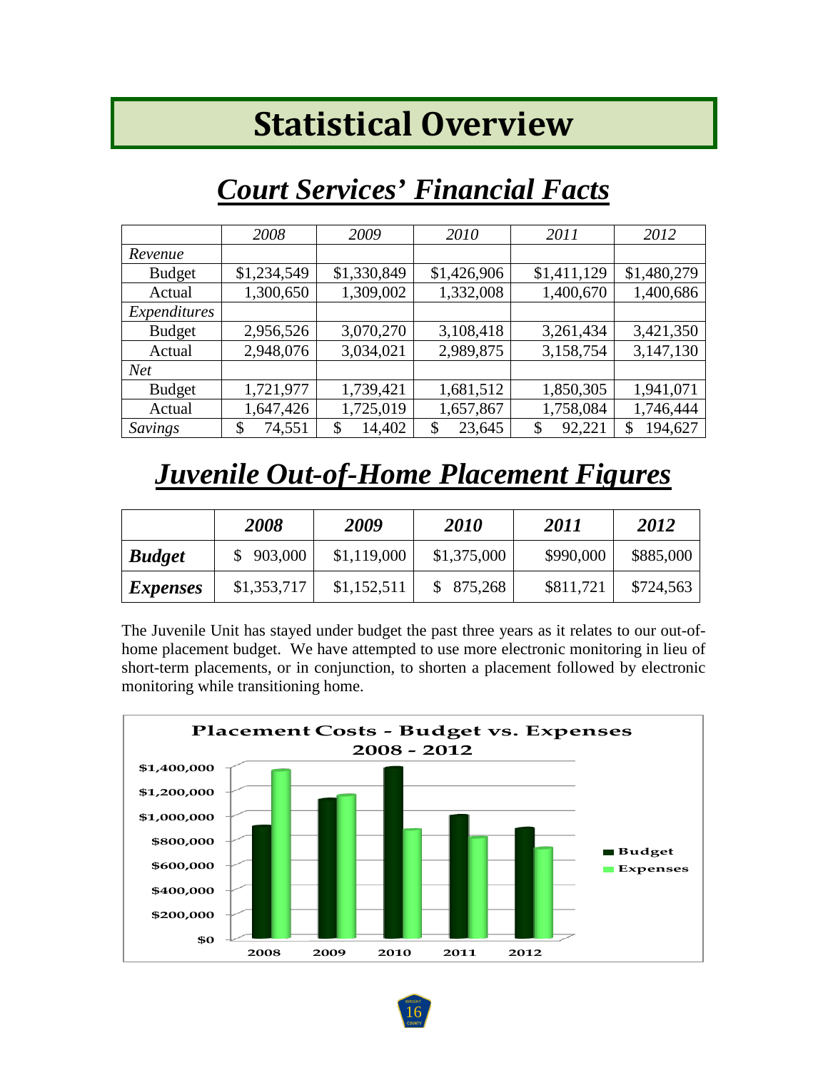# Statistical Overview

## *Court Services' Financial Facts*

| | *2008* | *2009* | *2010* | *2011* | *2012* |
|---|---|---|---|---|---|
| *Revenue* | | | | | |
| Budget | $1,234,549 | $1,330,849 | $1,426,906 | $1,411,129 | $1,480,279 |
| Actual | 1,300,650 | 1,309,002 | 1,332,008 | 1,400,670 | 1,400,686 |
| *Expenditures* | | | | | |
| Budget | 2,956,526 | 3,070,270 | 3,108,418 | 3,261,434 | 3,421,350 |
| Actual | 2,948,076 | 3,034,021 | 2,989,875 | 3,158,754 | 3,147,130 |
| *Net* | | | | | |
| Budget | 1,721,977 | 1,739,421 | 1,681,512 | 1,850,305 | 1,941,071 |
| Actual | 1,647,426 | 1,725,019 | 1,657,867 | 1,758,084 | 1,746,444 |
| *Savings* | $ 74,551 | $ 14,402 | $ 23,645 | $ 92,221 | $ 194,627 |

## *Juvenile Out-of-Home Placement Figures*

| | ***2008*** | ***2009*** | ***2010*** | ***2011*** | ***2012*** |
|---|---|---|---|---|---|
| ***Budget*** | $ 903,000 | $1,119,000 | $1,375,000 | $990,000 | $885,000 |
| ***Expenses*** | $1,353,717 | $1,152,511 | $ 875,268 | $811,721 | $724,563 |

The Juvenile Unit has stayed under budget the past three years as it relates to our out-of-home placement budget. We have attempted to use more electronic monitoring in lieu of short-term placements, or in conjunction, to shorten a placement followed by electronic monitoring while transitioning home.

**Placement Costs - Budget vs. Expenses 2008 - 2012**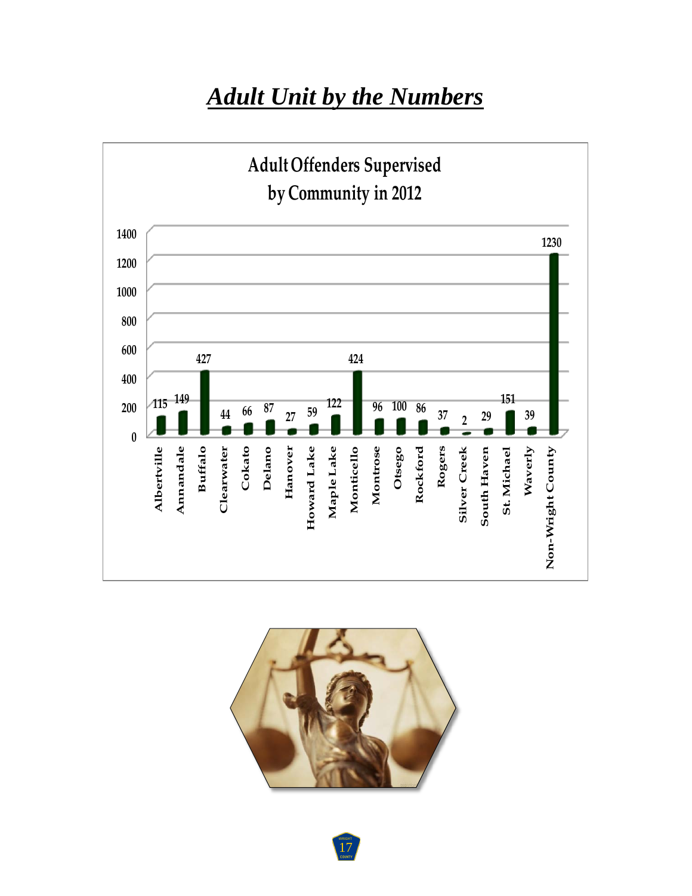# *Adult Unit by the Numbers*

**Adult Offenders Supervised by Community in 2012**

| Community | Adult Offenders Supervised |
|---|---|
| Albertville | 115 |
| Annandale | 149 |
| Buffalo | 427 |
| Clearwater | 44 |
| Cokato | 66 |
| Delano | 87 |
| Hanover | 27 |
| Howard Lake | 59 |
| Maple Lake | 122 |
| Monticello | 424 |
| Montrose | 96 |
| Otsego | 100 |
| Rockford | 86 |
| Rogers | 37 |
| Silver Creek | 2 |
| South Haven | 29 |
| St. Michael | 151 |
| Waverly | 39 |
| Non-Wright County | 1230 |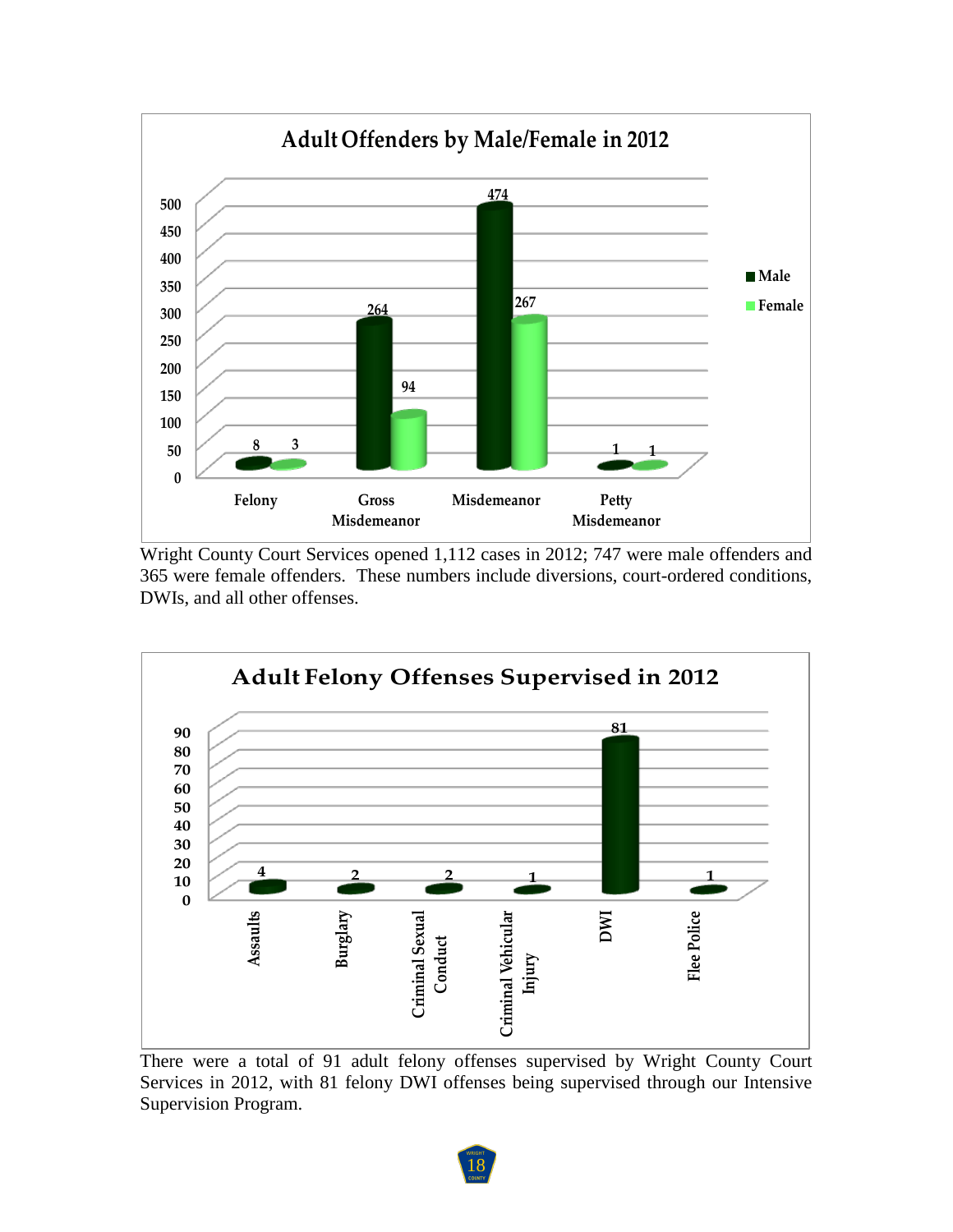**Adult Offenders by Male/Female in 2012**

| Offense | Male | Female |
|---|---|---|
| Felony | 8 | 3 |
| Gross Misdemeanor | 264 | 94 |
| Misdemeanor | 474 | 267 |
| Petty Misdemeanor | 1 | 1 |

Wright County Court Services opened 1,112 cases in 2012; 747 were male offenders and 365 were female offenders. These numbers include diversions, court-ordered conditions, DWIs, and all other offenses.

**Adult Felony Offenses Supervised in 2012**

| Offense | Count |
|---|---|
| Assaults | 4 |
| Burglary | 2 |
| Criminal Sexual Conduct | 2 |
| Criminal Vehicular Injury | 1 |
| DWI | 81 |
| Flee Police | 1 |

There were a total of 91 adult felony offenses supervised by Wright County Court Services in 2012, with 81 felony DWI offenses being supervised through our Intensive Supervision Program.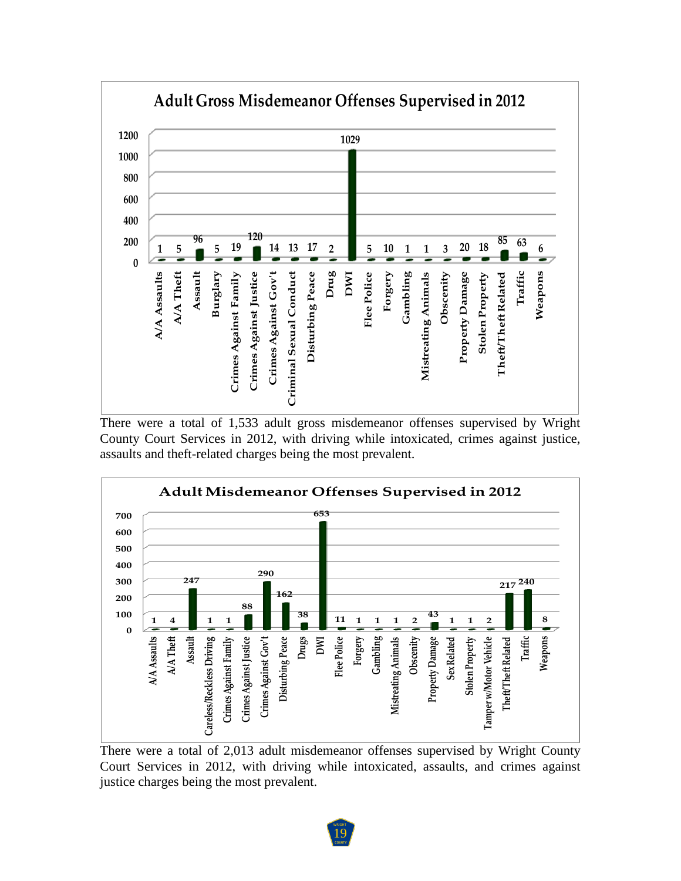## Adult Gross Misdemeanor Offenses Supervised in 2012

| Offense | Count |
|---|---|
| A/A Assaults | 1 |
| A/A Theft | 5 |
| Assault | 96 |
| Burglary | 5 |
| Crimes Against Family | 19 |
| Crimes Against Justice | 120 |
| Crimes Against Gov't | 14 |
| Criminal Sexual Conduct | 13 |
| Disturbing Peace | 17 |
| Drug | 2 |
| DWI | 1029 |
| Flee Police | 5 |
| Forgery | 10 |
| Gambling | 1 |
| Mistreating Animals | 1 |
| Obscenity | 3 |
| Property Damage | 20 |
| Stolen Property | 18 |
| Theft/Theft Related | 85 |
| Traffic | 63 |
| Weapons | 6 |

There were a total of 1,533 adult gross misdemeanor offenses supervised by Wright County Court Services in 2012, with driving while intoxicated, crimes against justice, assaults and theft-related charges being the most prevalent.

## Adult Misdemeanor Offenses Supervised in 2012

| Offense | Count |
|---|---|
| A/A Assaults | 1 |
| A/A Theft | 4 |
| Assault | 247 |
| Careless/Reckless Driving | 1 |
| Crimes Against Family | 1 |
| Crimes Against Justice | 88 |
| Crimes Against Gov't | 290 |
| Disturbing Peace | 162 |
| Drugs | 38 |
| DWI | 653 |
| Flee Police | 11 |
| Forgery | 1 |
| Gambling | 1 |
| Mistreating Animals | 1 |
| Obscenity | 2 |
| Property Damage | 43 |
| Sex Related | 1 |
| Stolen Property | 1 |
| Tamper w/Motor Vehicle | 2 |
| Theft/Theft Related | 217 |
| Traffic | 240 |
| Weapons | 8 |

There were a total of 2,013 adult misdemeanor offenses supervised by Wright County Court Services in 2012, with driving while intoxicated, assaults, and crimes against justice charges being the most prevalent.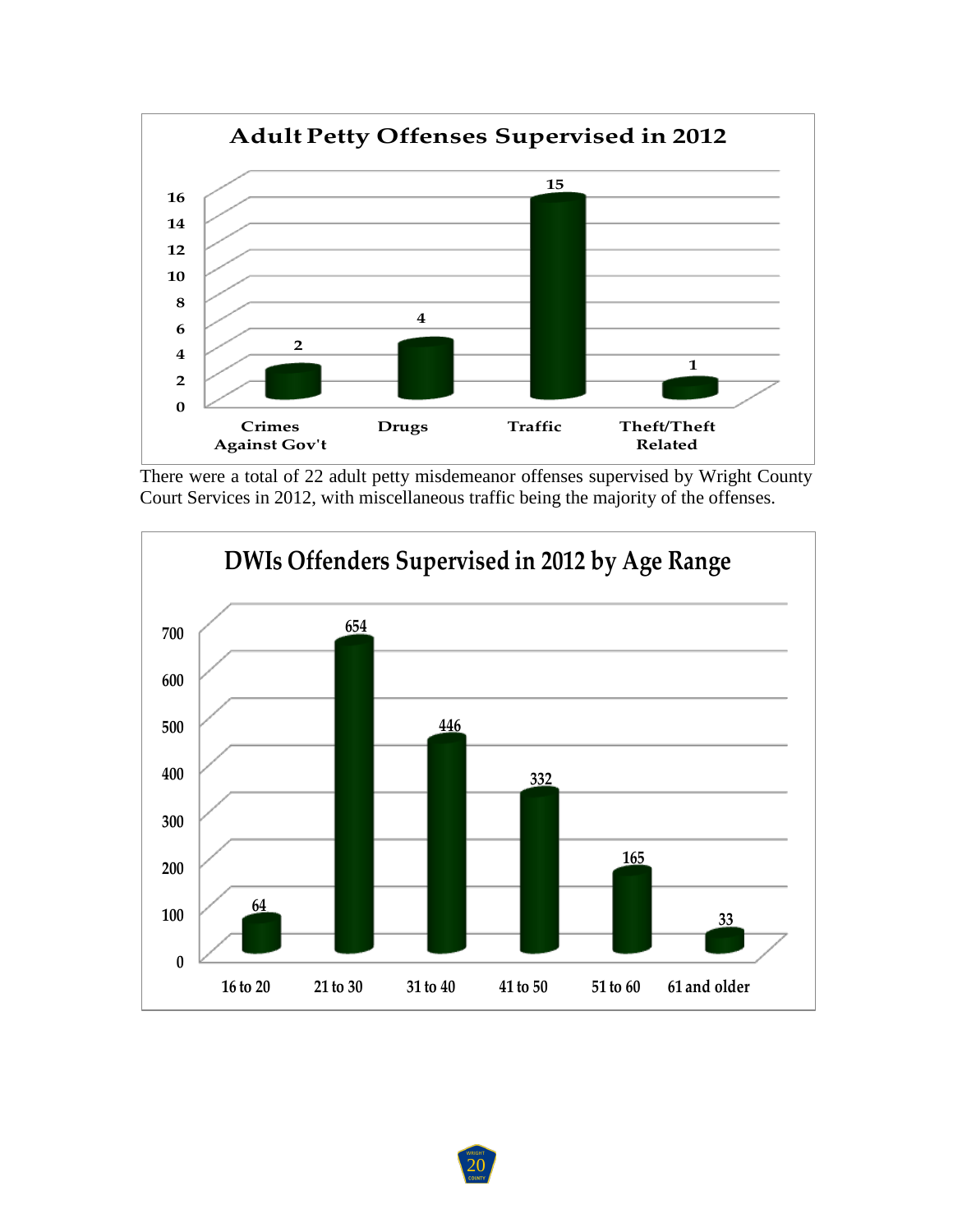**Adult Petty Offenses Supervised in 2012**

| Offense | Count |
|---|---|
| Crimes Against Gov't | 2 |
| Drugs | 4 |
| Traffic | 15 |
| Theft/Theft Related | 1 |

There were a total of 22 adult petty misdemeanor offenses supervised by Wright County Court Services in 2012, with miscellaneous traffic being the majority of the offenses.

**DWIs Offenders Supervised in 2012 by Age Range**

| Age Range | Count |
|---|---|
| 16 to 20 | 64 |
| 21 to 30 | 654 |
| 31 to 40 | 446 |
| 41 to 50 | 332 |
| 51 to 60 | 165 |
| 61 and older | 33 |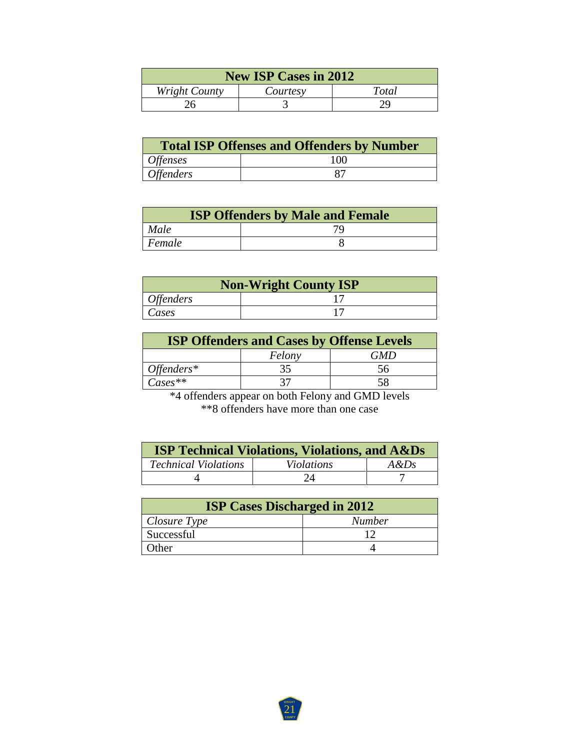| New ISP Cases in 2012 | | |
|---|---|---|
| *Wright County* | *Courtesy* | *Total* |
| 26 | 3 | 29 |

| Total ISP Offenses and Offenders by Number | |
|---|---|
| *Offenses* | 100 |
| *Offenders* | 87 |

| ISP Offenders by Male and Female | |
|---|---|
| *Male* | 79 |
| *Female* | 8 |

| Non-Wright County ISP | |
|---|---|
| *Offenders* | 17 |
| *Cases* | 17 |

| ISP Offenders and Cases by Offense Levels | | |
|---|---|---|
| | *Felony* | *GMD* |
| *Offenders** | 35 | 56 |
| *Cases*** | 37 | 58 |

*4 offenders appear on both Felony and GMD levels
**8 offenders have more than one case

| ISP Technical Violations, Violations, and A&Ds | | |
|---|---|---|
| *Technical Violations* | *Violations* | *A&Ds* |
| 4 | 24 | 7 |

| ISP Cases Discharged in 2012 | |
|---|---|
| *Closure Type* | *Number* |
| Successful | 12 |
| Other | 4 |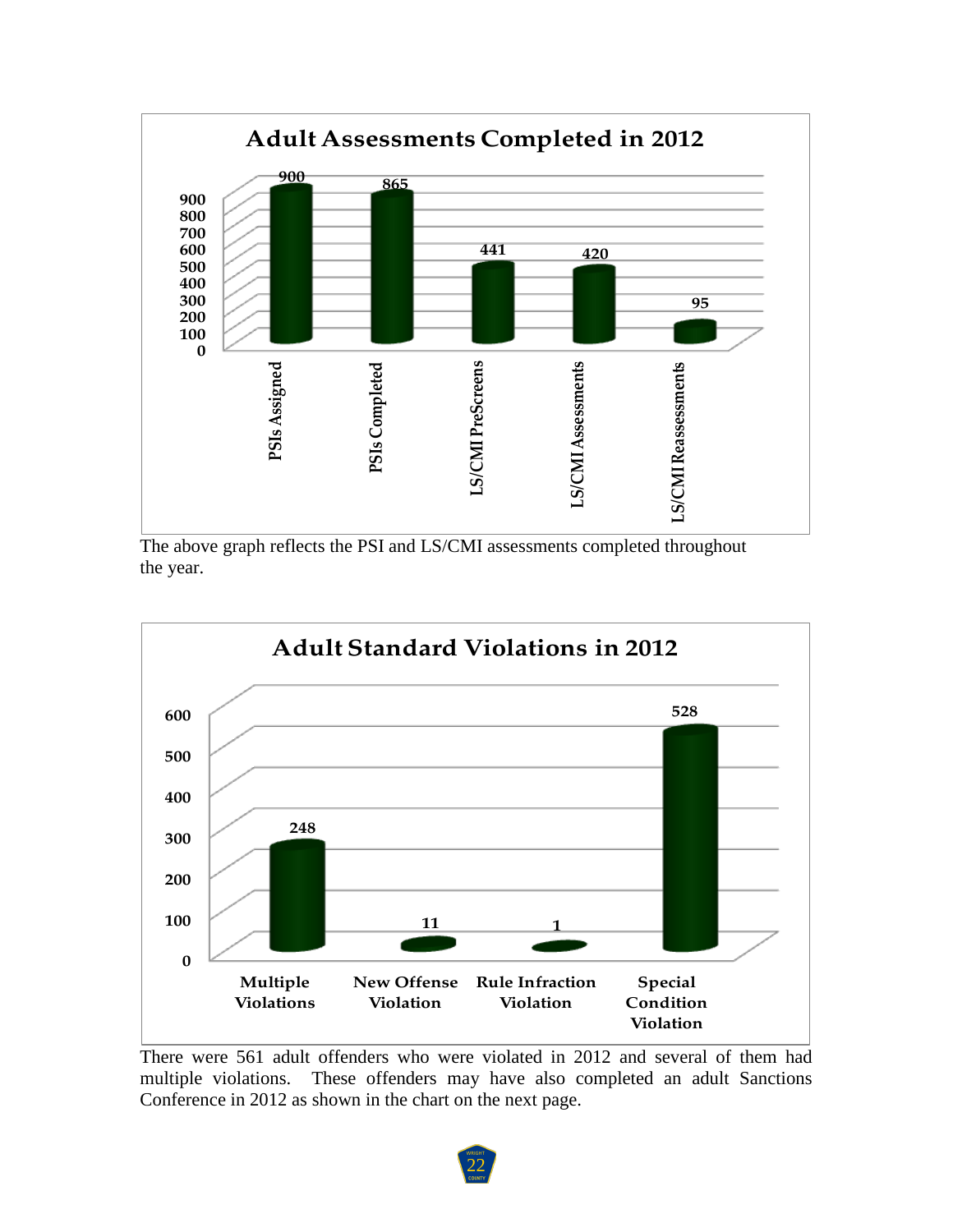**Adult Assessments Completed in 2012**

| Category | Count |
|---|---|
| PSIs Assigned | 900 |
| PSIs Completed | 865 |
| LS/CMI PreScreens | 441 |
| LS/CMI Assessments | 420 |
| LS/CMI Reassessments | 95 |

The above graph reflects the PSI and LS/CMI assessments completed throughout the year.

**Adult Standard Violations in 2012**

| Category | Count |
|---|---|
| Multiple Violations | 248 |
| New Offense Violation | 11 |
| Rule Infraction Violation | 1 |
| Special Condition Violation | 528 |

There were 561 adult offenders who were violated in 2012 and several of them had multiple violations. These offenders may have also completed an adult Sanctions Conference in 2012 as shown in the chart on the next page.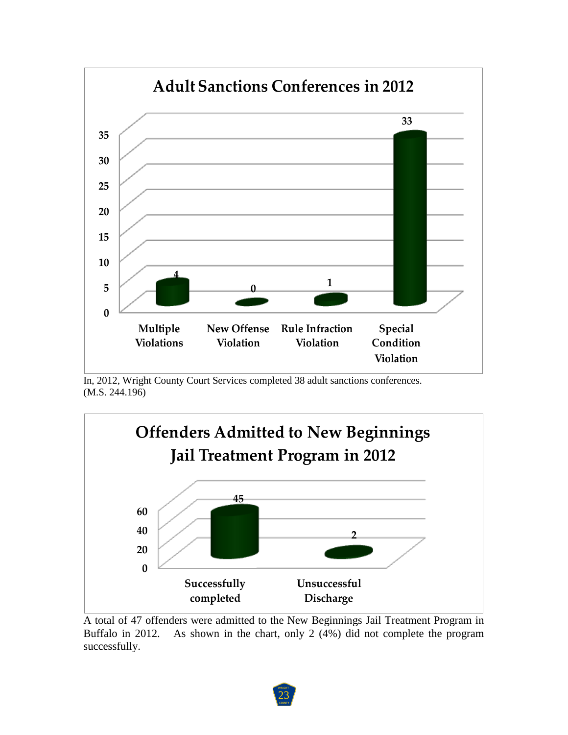## Adult Sanctions Conferences in 2012

| Category | Count |
| --- | --- |
| Multiple Violations | 4 |
| New Offense Violation | 0 |
| Rule Infraction Violation | 1 |
| Special Condition Violation | 33 |

In, 2012, Wright County Court Services completed 38 adult sanctions conferences. (M.S. 244.196)

## Offenders Admitted to New Beginnings Jail Treatment Program in 2012

| Category | Count |
| --- | --- |
| Successfully completed | 45 |
| Unsuccessful Discharge | 2 |

A total of 47 offenders were admitted to the New Beginnings Jail Treatment Program in Buffalo in 2012. As shown in the chart, only 2 (4%) did not complete the program successfully.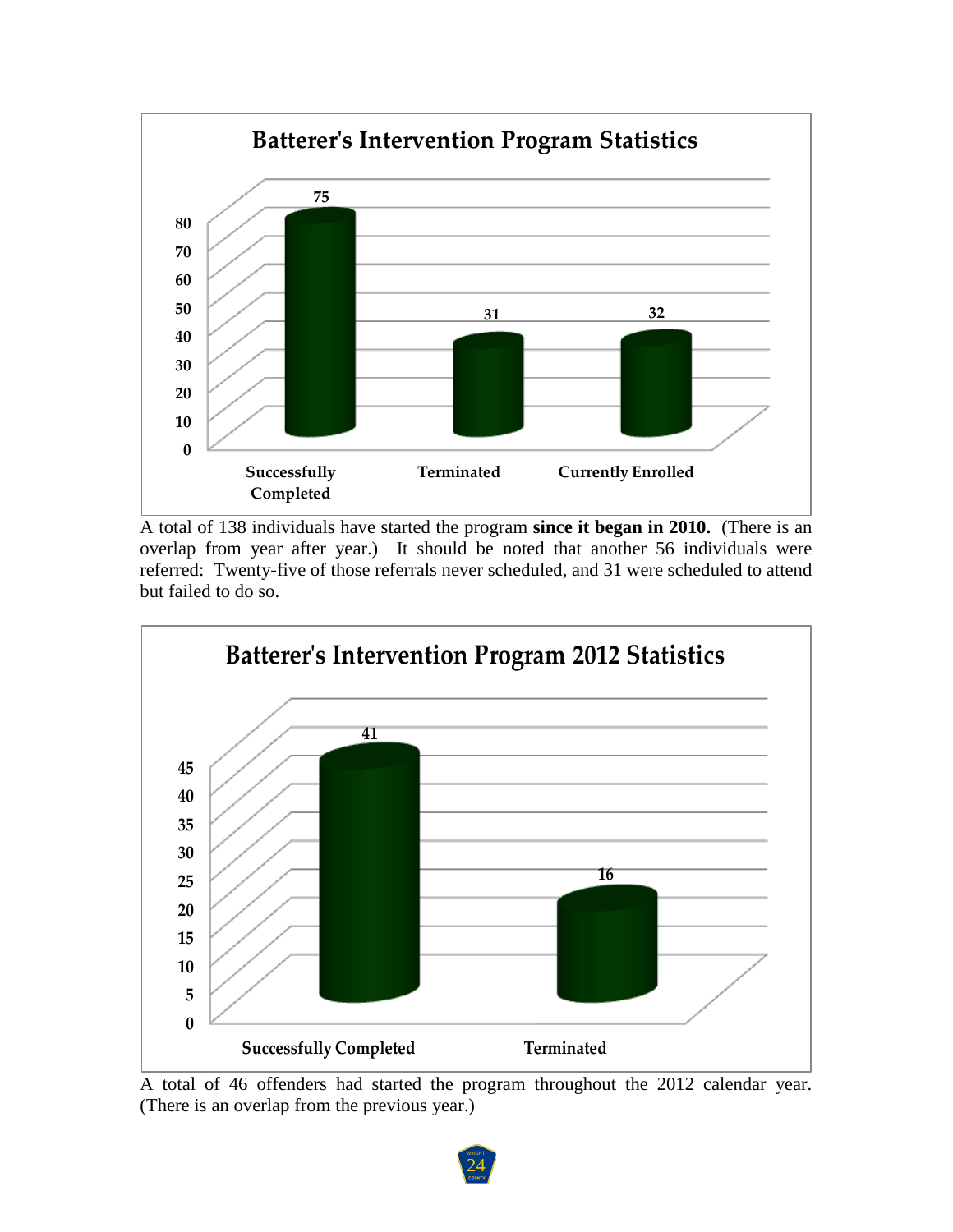**Batterer's Intervention Program Statistics**

| Category | Count |
|---|---|
| Successfully Completed | 75 |
| Terminated | 31 |
| Currently Enrolled | 32 |

A total of 138 individuals have started the program **since it began in 2010.** (There is an overlap from year after year.) It should be noted that another 56 individuals were referred: Twenty-five of those referrals never scheduled, and 31 were scheduled to attend but failed to do so.

**Batterer's Intervention Program 2012 Statistics**

| Category | Count |
|---|---|
| Successfully Completed | 41 |
| Terminated | 16 |

A total of 46 offenders had started the program throughout the 2012 calendar year. (There is an overlap from the previous year.)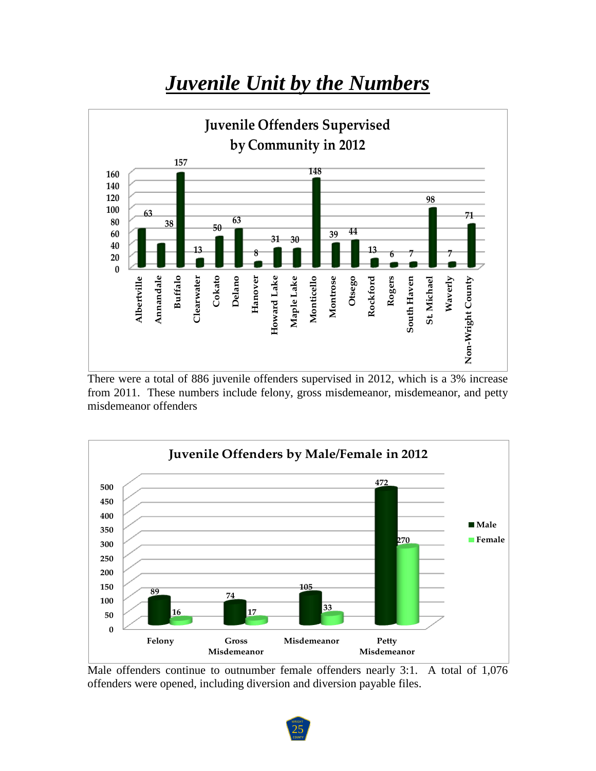# ***Juvenile Unit by the Numbers***

**Juvenile Offenders Supervised by Community in 2012**

| Community | Offenders |
|---|---|
| Albertville | 63 |
| Annandale | 38 |
| Buffalo | 157 |
| Clearwater | 13 |
| Cokato | 50 |
| Delano | 63 |
| Hanover | 8 |
| Howard Lake | 31 |
| Maple Lake | 30 |
| Monticello | 148 |
| Montrose | 39 |
| Otsego | 44 |
| Rockford | 13 |
| Rogers | 6 |
| South Haven | 7 |
| St. Michael | 98 |
| Waverly | 7 |
| Non-Wright County | 71 |

There were a total of 886 juvenile offenders supervised in 2012, which is a 3% increase from 2011. These numbers include felony, gross misdemeanor, misdemeanor, and petty misdemeanor offenders

**Juvenile Offenders by Male/Female in 2012**

| | Male | Female |
|---|---|---|
| Felony | 89 | 16 |
| Gross Misdemeanor | 74 | 17 |
| Misdemeanor | 105 | 33 |
| Petty Misdemeanor | 472 | 270 |

Male offenders continue to outnumber female offenders nearly 3:1. A total of 1,076 offenders were opened, including diversion and diversion payable files.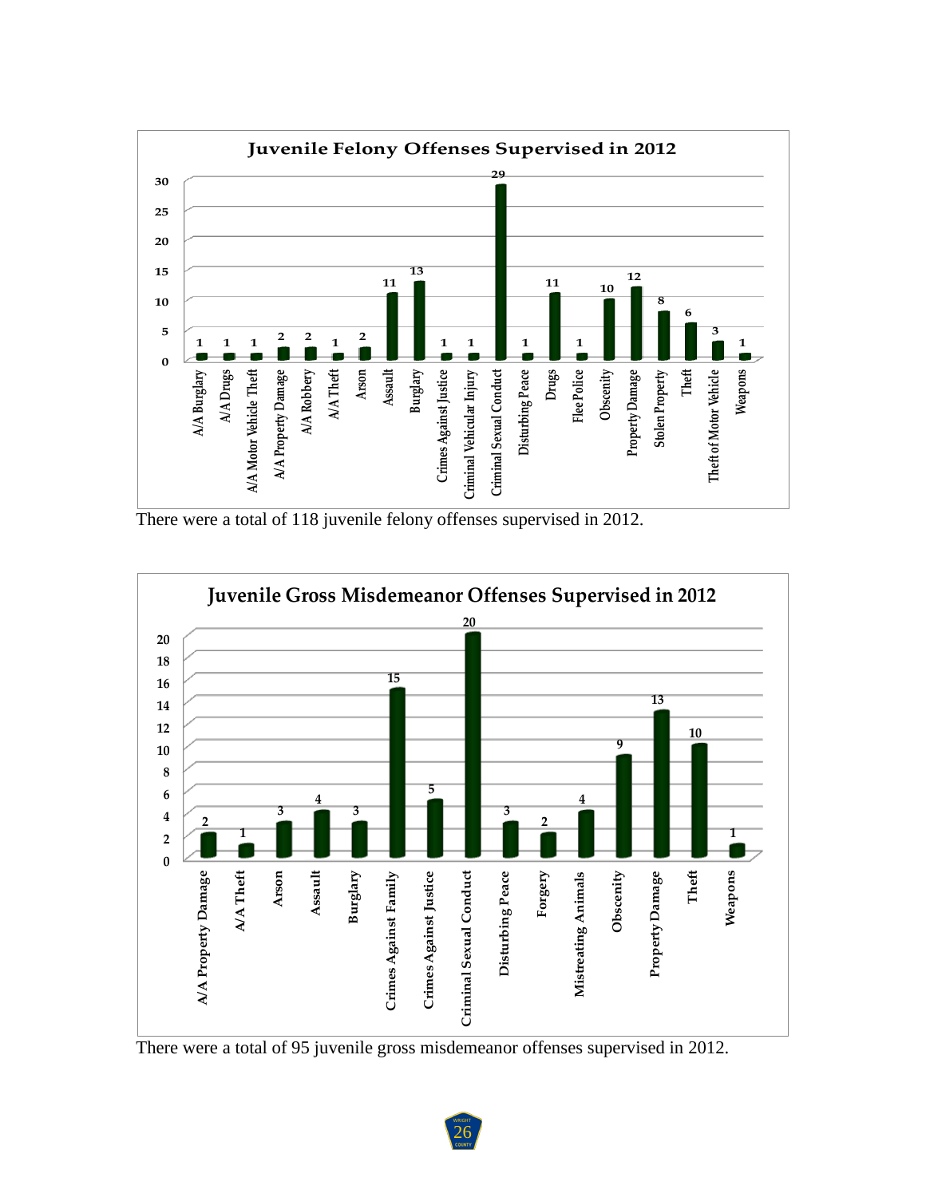## Juvenile Felony Offenses Supervised in 2012

| Offense | Count |
|---|---|
| A/A Burglary | 1 |
| A/A Drugs | 1 |
| A/A Motor Vehicle Theft | 1 |
| A/A Property Damage | 2 |
| A/A Robbery | 2 |
| A/A Theft | 1 |
| Arson | 2 |
| Assault | 11 |
| Burglary | 13 |
| Crimes Against Justice | 1 |
| Criminal Vehicular Injury | 1 |
| Criminal Sexual Conduct | 29 |
| Disturbing Peace | 1 |
| Drugs | 11 |
| Flee Police | 1 |
| Obscenity | 10 |
| Property Damage | 12 |
| Stolen Property | 8 |
| Theft | 6 |
| Theft of Motor Vehicle | 3 |
| Weapons | 1 |

There were a total of 118 juvenile felony offenses supervised in 2012.

## Juvenile Gross Misdemeanor Offenses Supervised in 2012

| Offense | Count |
|---|---|
| A/A Property Damage | 2 |
| A/A Theft | 1 |
| Arson | 3 |
| Assault | 4 |
| Burglary | 3 |
| Crimes Against Family | 15 |
| Crimes Against Justice | 5 |
| Criminal Sexual Conduct | 20 |
| Disturbing Peace | 3 |
| Forgery | 2 |
| Mistreating Animals | 4 |
| Obscenity | 9 |
| Property Damage | 13 |
| Theft | 10 |
| Weapons | 1 |

There were a total of 95 juvenile gross misdemeanor offenses supervised in 2012.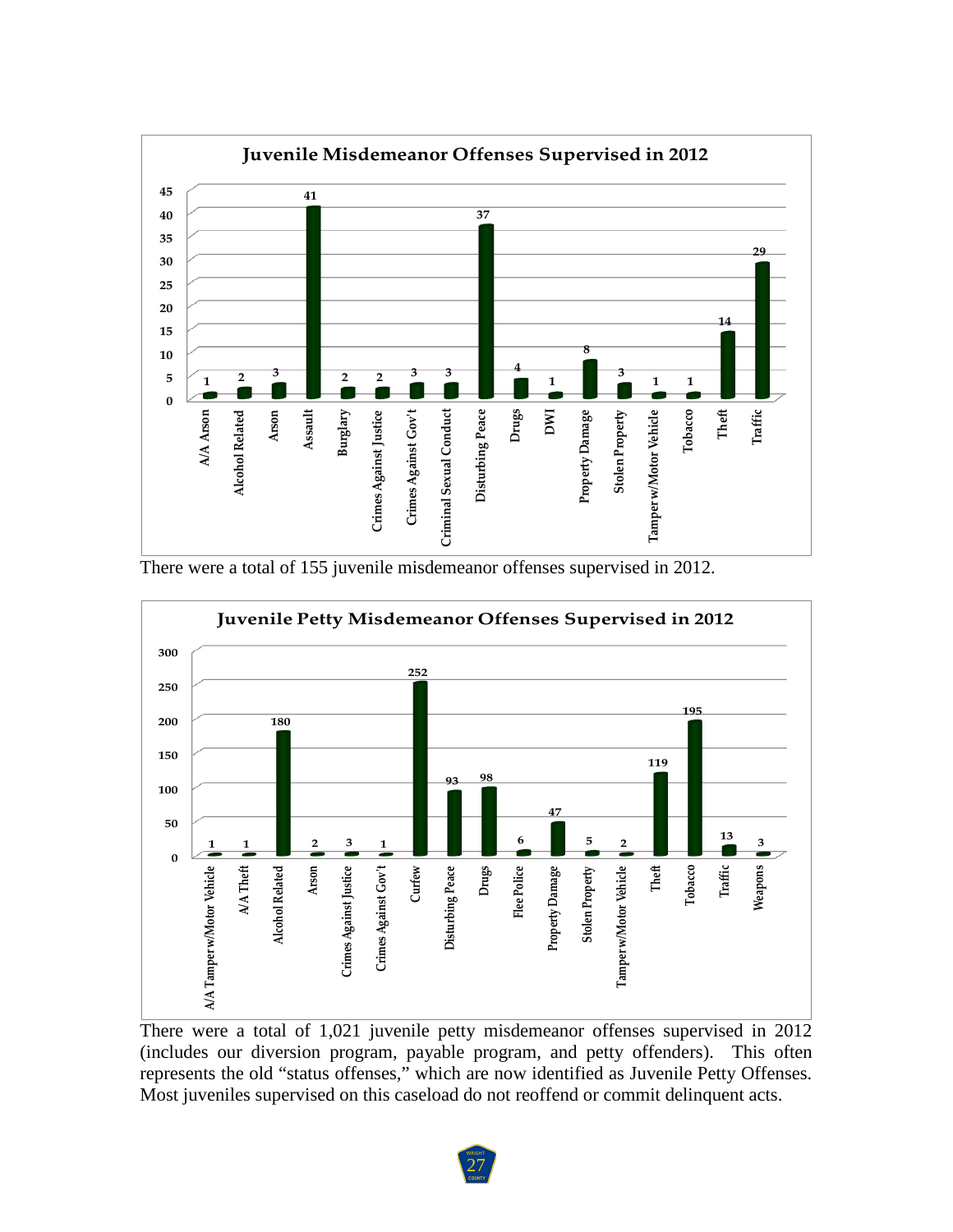## Juvenile Misdemeanor Offenses Supervised in 2012

| Offense | Count |
| --- | --- |
| A/A Arson | 1 |
| Alcohol Related | 2 |
| Arson | 3 |
| Assault | 41 |
| Burglary | 2 |
| Crimes Against Justice | 2 |
| Crimes Against Gov't | 3 |
| Criminal Sexual Conduct | 3 |
| Disturbing Peace | 37 |
| Drugs | 4 |
| DWI | 1 |
| Property Damage | 8 |
| Stolen Property | 3 |
| Tamper w/Motor Vehicle | 1 |
| Tobacco | 1 |
| Theft | 14 |
| Traffic | 29 |

There were a total of 155 juvenile misdemeanor offenses supervised in 2012.

## Juvenile Petty Misdemeanor Offenses Supervised in 2012

| Offense | Count |
| --- | --- |
| A/A Tamper w/Motor Vehicle | 1 |
| A/A Theft | 1 |
| Alcohol Related | 180 |
| Arson | 2 |
| Crimes Against Justice | 3 |
| Crimes Against Gov't | 1 |
| Curfew | 252 |
| Disturbing Peace | 93 |
| Drugs | 98 |
| Flee Police | 6 |
| Property Damage | 47 |
| Stolen Property | 5 |
| Tamper w/Motor Vehicle | 2 |
| Theft | 119 |
| Tobacco | 195 |
| Traffic | 13 |
| Weapons | 3 |

There were a total of 1,021 juvenile petty misdemeanor offenses supervised in 2012 (includes our diversion program, payable program, and petty offenders). This often represents the old "status offenses," which are now identified as Juvenile Petty Offenses. Most juveniles supervised on this caseload do not reoffend or commit delinquent acts.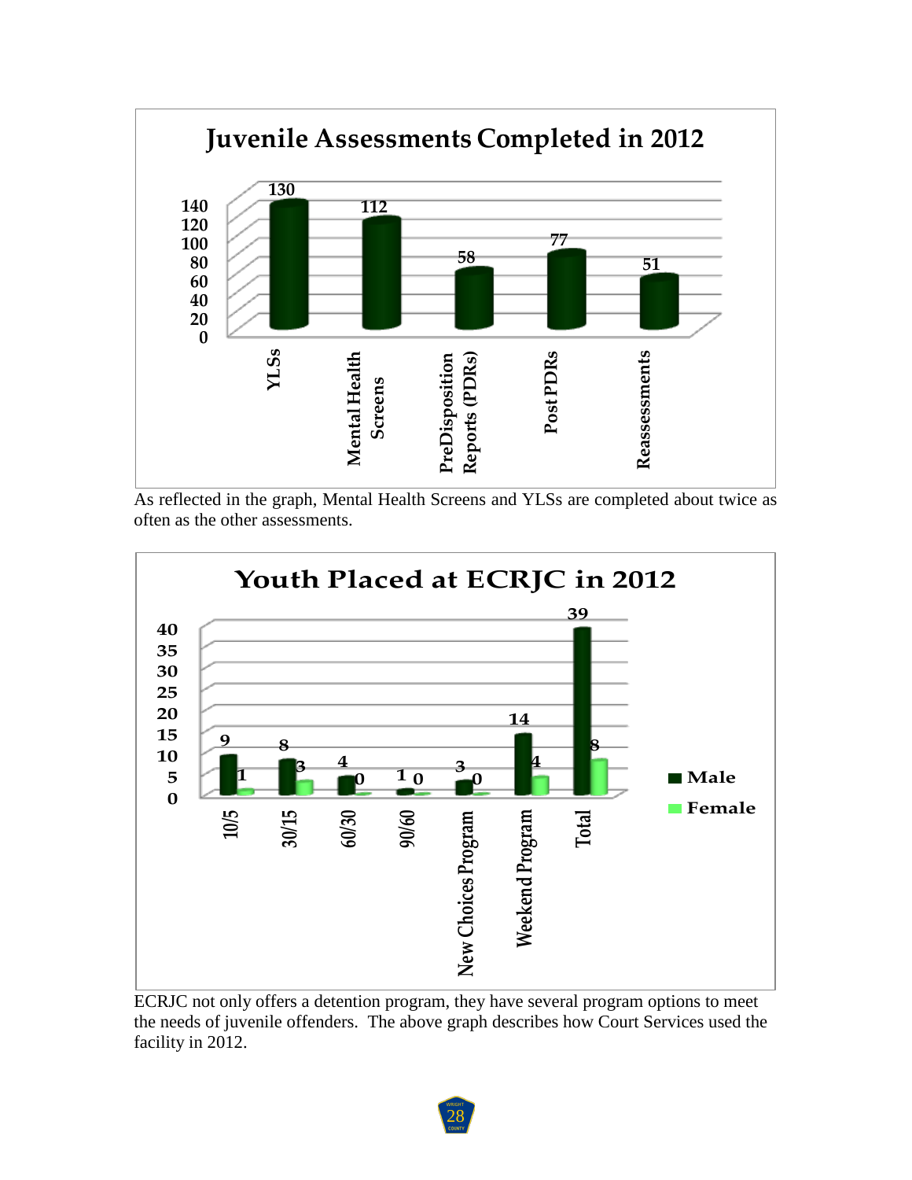## Juvenile Assessments Completed in 2012

| Assessment | Count |
|---|---|
| YLSs | 130 |
| Mental Health Screens | 112 |
| PreDisposition Reports (PDRs) | 58 |
| Post PDRs | 77 |
| Reassessments | 51 |

As reflected in the graph, Mental Health Screens and YLSs are completed about twice as often as the other assessments.

## Youth Placed at ECRJC in 2012

| Program | Male | Female |
|---|---|---|
| 10/5 | 9 | 1 |
| 30/15 | 8 | 3 |
| 60/30 | 4 | 0 |
| 90/60 | 1 | 0 |
| New Choices Program | 3 | 0 |
| Weekend Program | 14 | 4 |
| Total | 39 | 8 |

ECRJC not only offers a detention program, they have several program options to meet the needs of juvenile offenders. The above graph describes how Court Services used the facility in 2012.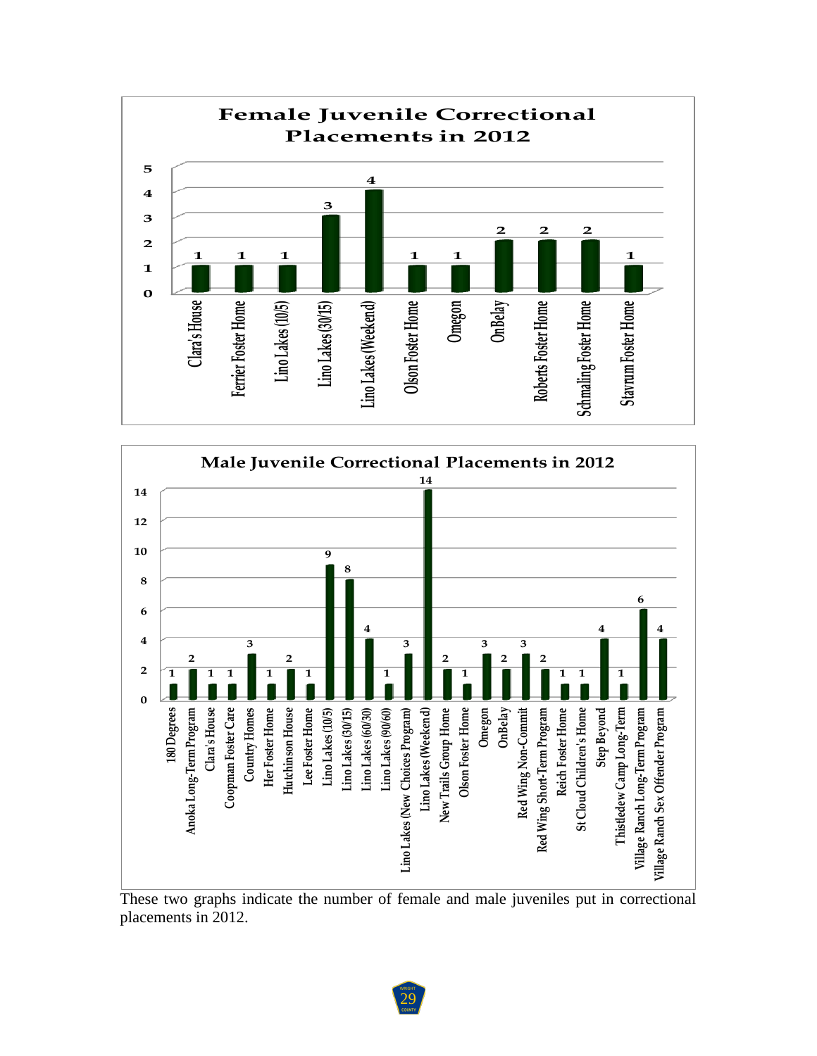## Female Juvenile Correctional Placements in 2012

| Placement | Count |
|---|---|
| Clara's House | 1 |
| Ferrier Foster Home | 1 |
| Lino Lakes (10/5) | 1 |
| Lino Lakes (30/15) | 3 |
| Lino Lakes (Weekend) | 4 |
| Olson Foster Home | 1 |
| Omegon | 1 |
| OnBelay | 2 |
| Roberts Foster Home | 2 |
| Schmaling Foster Home | 2 |
| Stavrum Foster Home | 1 |

## Male Juvenile Correctional Placements in 2012

| Placement | Count |
|---|---|
| 180 Degrees | 1 |
| Anoka Long-Term Program | 2 |
| Clara's House | 1 |
| Coopman Foster Care | 1 |
| Country Homes | 3 |
| Her Foster Home | 1 |
| Hutchinson House | 2 |
| Lee Foster Home | 1 |
| Lino Lakes (10/5) | 9 |
| Lino Lakes (30/15) | 8 |
| Lino Lakes (60/30) | 4 |
| Lino Lakes (90/60) | 1 |
| Lino Lakes (New Choices Program) | 3 |
| Lino Lakes (Weekend) | 14 |
| New Trails Group Home | 2 |
| Olson Foster Home | 1 |
| Omegon | 3 |
| OnBelay | 2 |
| Red Wing Non-Commit | 3 |
| Red Wing Short-Term Program | 2 |
| Reich Foster Home | 1 |
| St Cloud Children's Home | 1 |
| Step Beyond | 4 |
| Thistledew Camp Long-Term | 1 |
| Village Ranch Long-Term Program | 6 |
| Village Ranch Sex Offender Program | 4 |

These two graphs indicate the number of female and male juveniles put in correctional placements in 2012.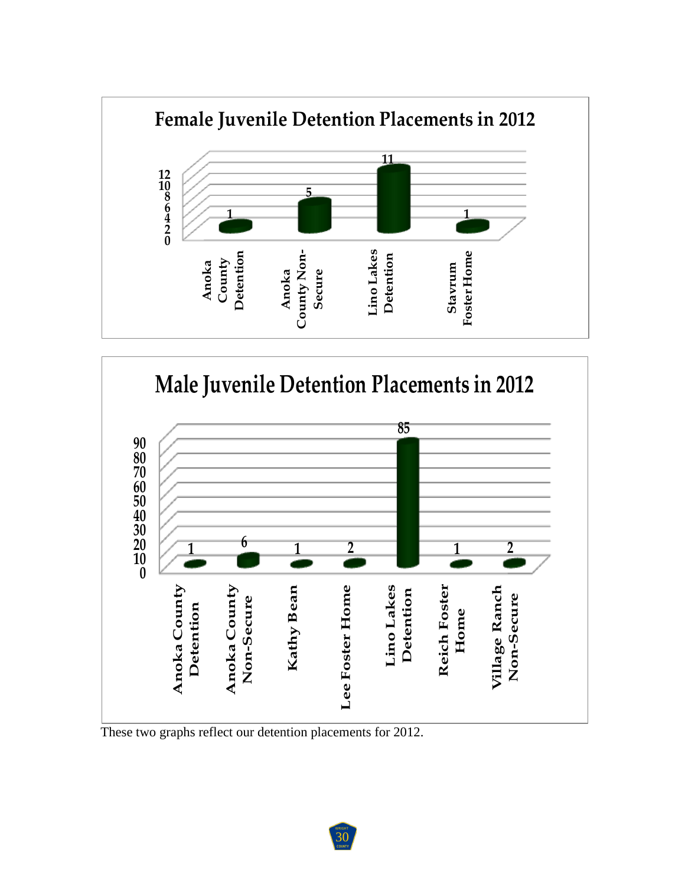## Female Juvenile Detention Placements in 2012

| Placement | Count |
| --- | --- |
| Anoka County Detention | 1 |
| Anoka County Non-Secure | 5 |
| Lino Lakes Detention | 11 |
| Stavrum Foster Home | 1 |

## Male Juvenile Detention Placements in 2012

| Placement | Count |
| --- | --- |
| Anoka County Detention | 1 |
| Anoka County Non-Secure | 6 |
| Kathy Bean | 1 |
| Lee Foster Home | 2 |
| Lino Lakes Detention | 85 |
| Reich Foster Home | 1 |
| Village Ranch Non-Secure | 2 |

These two graphs reflect our detention placements for 2012.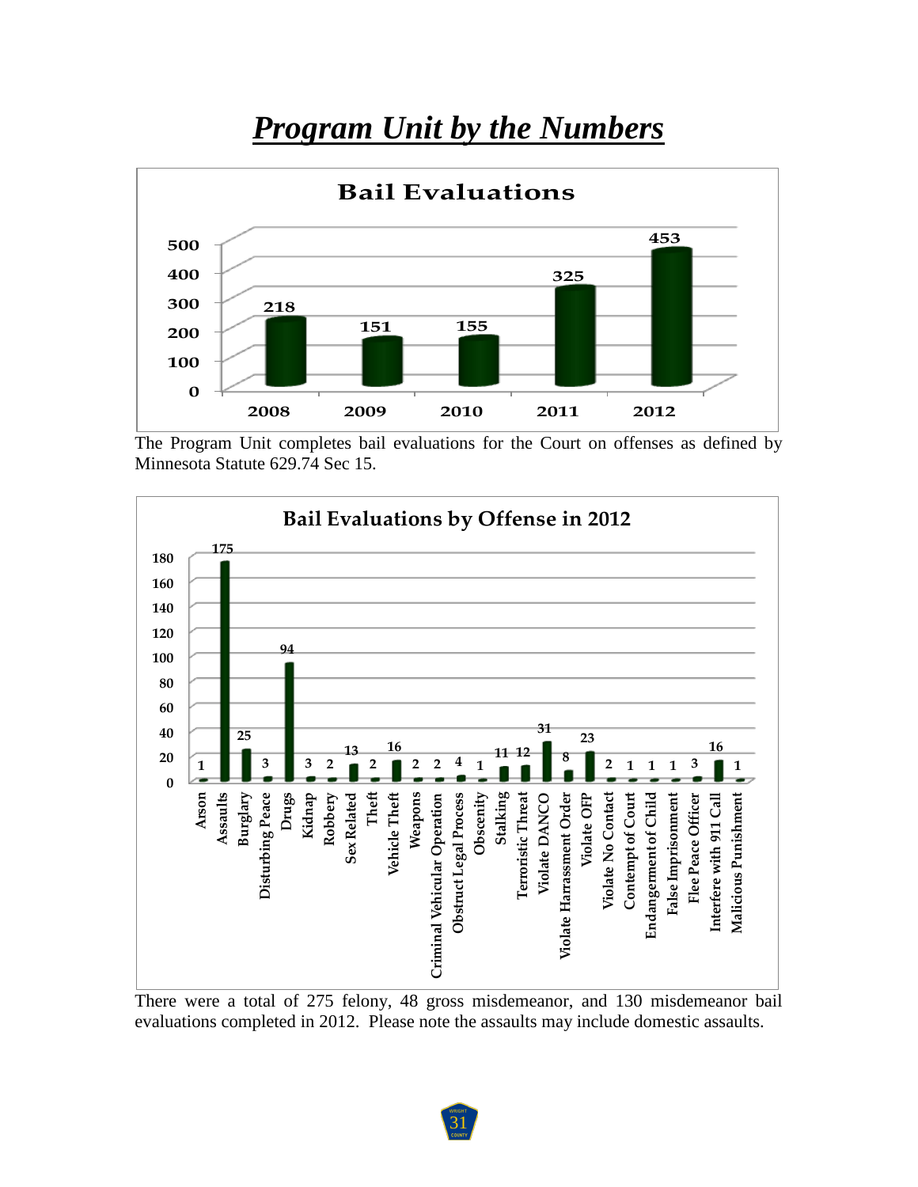# *Program Unit by the Numbers*

**Bail Evaluations**

| Year | Bail Evaluations |
|---|---|
| 2008 | 218 |
| 2009 | 151 |
| 2010 | 155 |
| 2011 | 325 |
| 2012 | 453 |

The Program Unit completes bail evaluations for the Court on offenses as defined by Minnesota Statute 629.74 Sec 15.

**Bail Evaluations by Offense in 2012**

| Offense | Count |
|---|---|
| Arson | 1 |
| Assaults | 175 |
| Burglary | 25 |
| Disturbing Peace | 3 |
| Drugs | 94 |
| Kidnap | 3 |
| Robbery | 2 |
| Sex Related | 13 |
| Theft | 2 |
| Vehicle Theft | 16 |
| Weapons | 2 |
| Criminal Vehicular Operation | 2 |
| Obstruct Legal Process | 4 |
| Obscenity | 1 |
| Stalking | 11 |
| Terroristic Threat | 12 |
| Violate DANCO | 31 |
| Violate Harrassment Order | 8 |
| Violate OFP | 23 |
| Violate No Contact | 2 |
| Contempt of Court | 1 |
| Endangerment of Child | 1 |
| False Imprisonment | 1 |
| Flee Peace Officer | 3 |
| Interfere with 911 Call | 16 |
| Malicious Punishment | 1 |

There were a total of 275 felony, 48 gross misdemeanor, and 130 misdemeanor bail evaluations completed in 2012. Please note the assaults may include domestic assaults.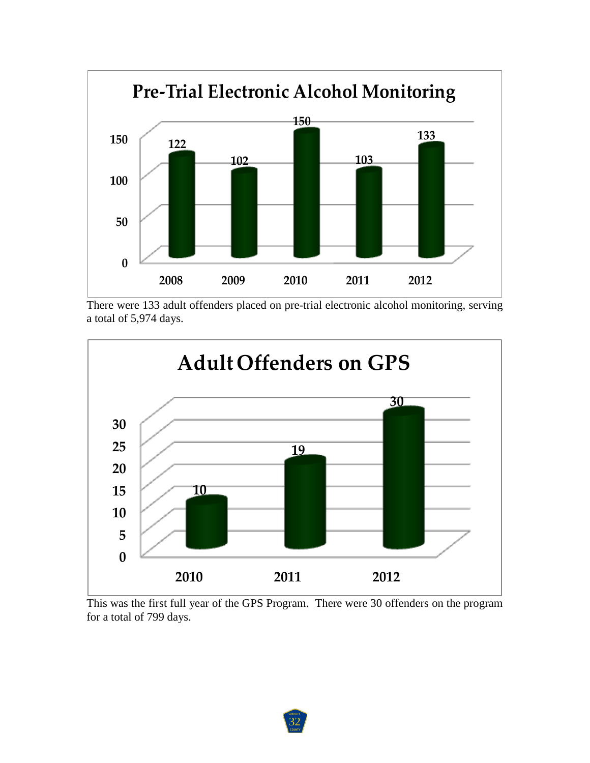## Pre-Trial Electronic Alcohol Monitoring

| Year | Count |
|---|---|
| 2008 | 122 |
| 2009 | 102 |
| 2010 | 150 |
| 2011 | 103 |
| 2012 | 133 |

There were 133 adult offenders placed on pre-trial electronic alcohol monitoring, serving a total of 5,974 days.

## Adult Offenders on GPS

| Year | Count |
|---|---|
| 2010 | 10 |
| 2011 | 19 |
| 2012 | 30 |

This was the first full year of the GPS Program. There were 30 offenders on the program for a total of 799 days.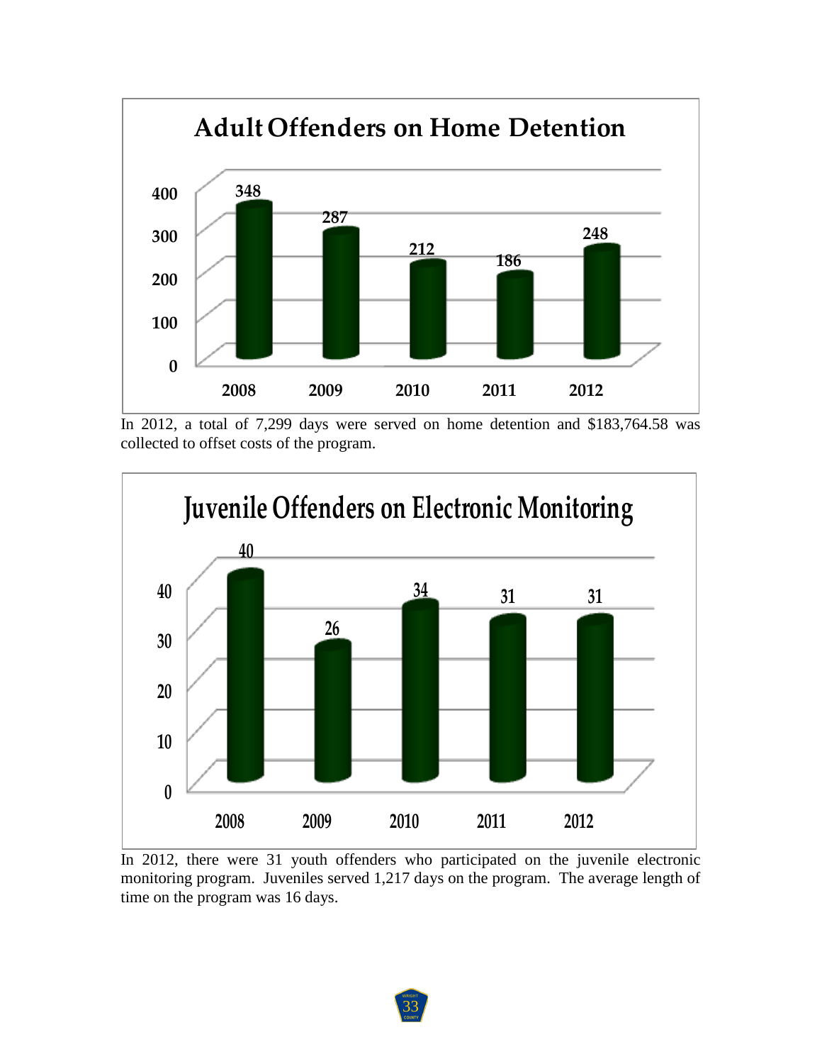## Adult Offenders on Home Detention

| Year | Offenders |
| --- | --- |
| 2008 | 348 |
| 2009 | 287 |
| 2010 | 212 |
| 2011 | 186 |
| 2012 | 248 |

In 2012, a total of 7,299 days were served on home detention and $183,764.58 was collected to offset costs of the program.

## Juvenile Offenders on Electronic Monitoring

| Year | Offenders |
| --- | --- |
| 2008 | 40 |
| 2009 | 26 |
| 2010 | 34 |
| 2011 | 31 |
| 2012 | 31 |

In 2012, there were 31 youth offenders who participated on the juvenile electronic monitoring program. Juveniles served 1,217 days on the program. The average length of time on the program was 16 days.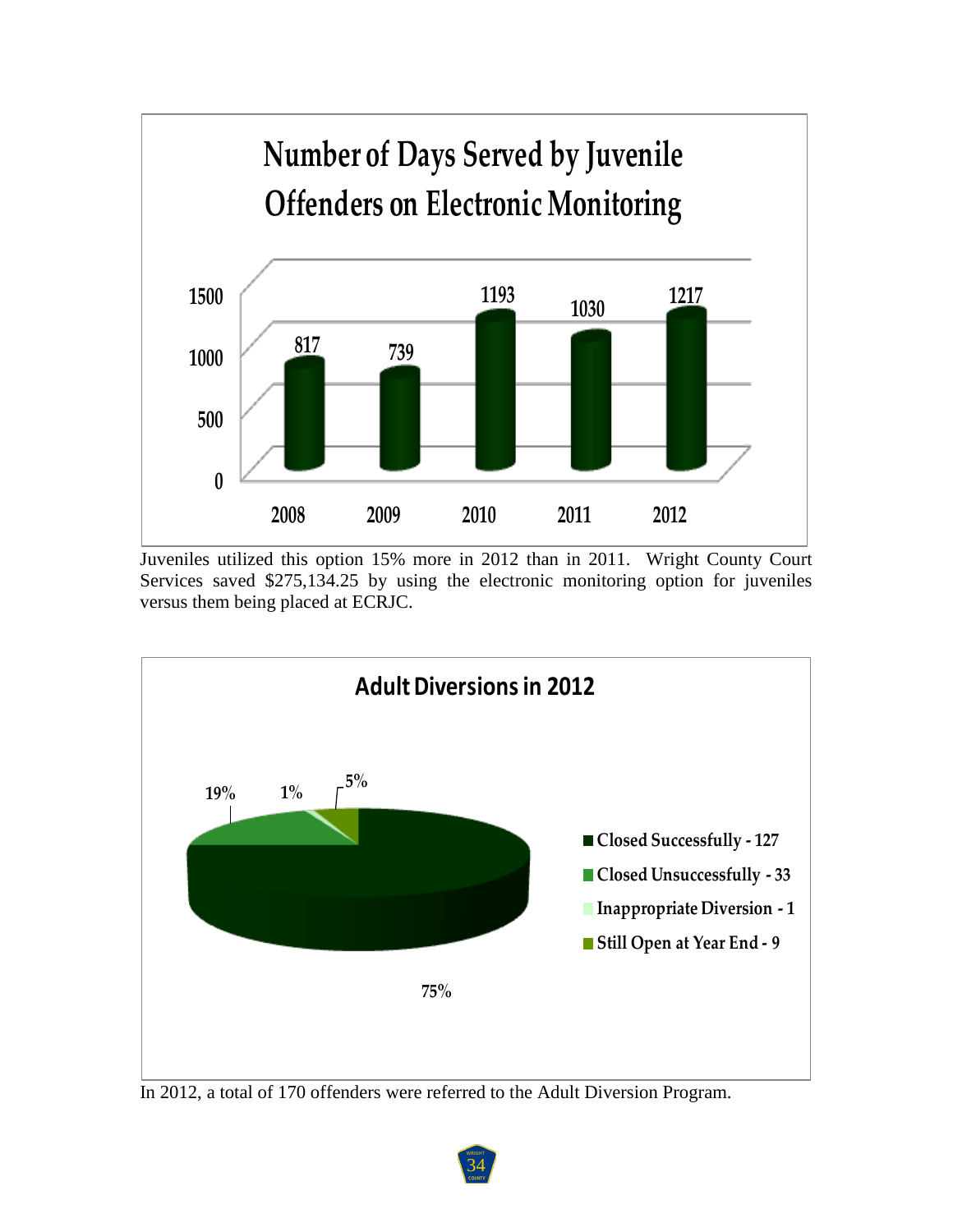## Number of Days Served by Juvenile Offenders on Electronic Monitoring

| Year | Days |
|---|---|
| 2008 | 817 |
| 2009 | 739 |
| 2010 | 1193 |
| 2011 | 1030 |
| 2012 | 1217 |

Juveniles utilized this option 15% more in 2012 than in 2011. Wright County Court Services saved $275,134.25 by using the electronic monitoring option for juveniles versus them being placed at ECRJC.

## Adult Diversions in 2012

| Category | Count | Percent |
|---|---|---|
| Closed Successfully | 127 | 75% |
| Closed Unsuccessfully | 33 | 19% |
| Inappropriate Diversion | 1 | 1% |
| Still Open at Year End | 9 | 5% |

In 2012, a total of 170 offenders were referred to the Adult Diversion Program.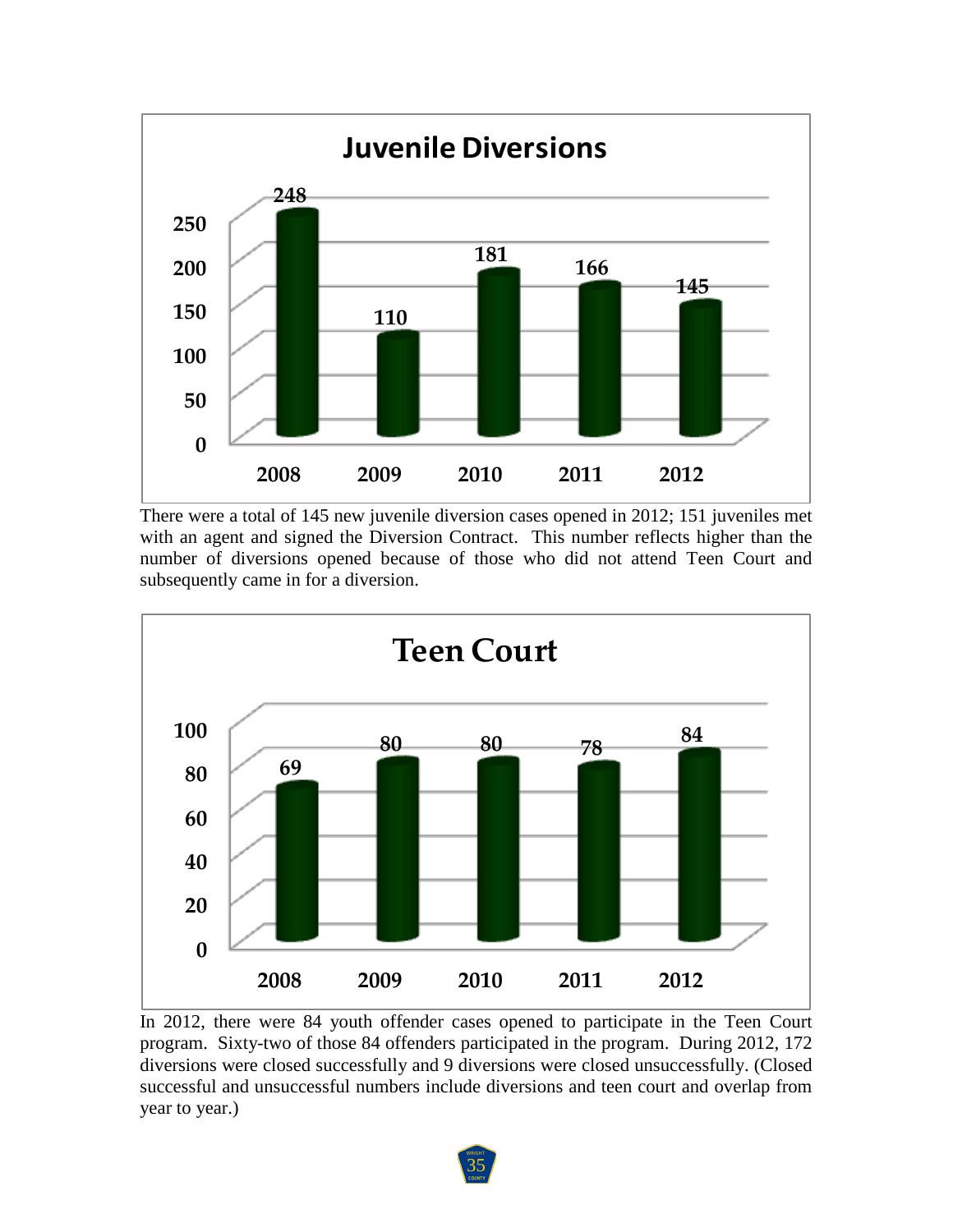## Juvenile Diversions

| Year | Juvenile Diversions |
|---|---|
| 2008 | 248 |
| 2009 | 110 |
| 2010 | 181 |
| 2011 | 166 |
| 2012 | 145 |

There were a total of 145 new juvenile diversion cases opened in 2012; 151 juveniles met with an agent and signed the Diversion Contract. This number reflects higher than the number of diversions opened because of those who did not attend Teen Court and subsequently came in for a diversion.

## Teen Court

| Year | Teen Court |
|---|---|
| 2008 | 69 |
| 2009 | 80 |
| 2010 | 80 |
| 2011 | 78 |
| 2012 | 84 |

In 2012, there were 84 youth offender cases opened to participate in the Teen Court program. Sixty-two of those 84 offenders participated in the program. During 2012, 172 diversions were closed successfully and 9 diversions were closed unsuccessfully. (Closed successful and unsuccessful numbers include diversions and teen court and overlap from year to year.)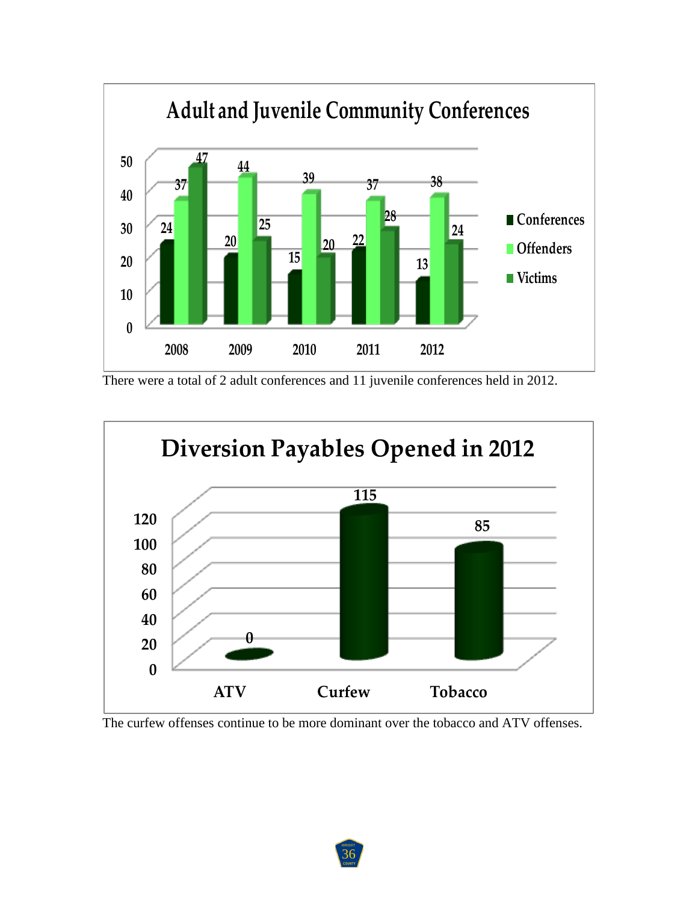## Adult and Juvenile Community Conferences

| Year | Conferences | Offenders | Victims |
|---|---|---|---|
| 2008 | 24 | 37 | 47 |
| 2009 | 20 | 44 | 25 |
| 2010 | 15 | 39 | 20 |
| 2011 | 22 | 37 | 28 |
| 2012 | 13 | 38 | 24 |

There were a total of 2 adult conferences and 11 juvenile conferences held in 2012.

## Diversion Payables Opened in 2012

| Offense | Count |
|---|---|
| ATV | 0 |
| Curfew | 115 |
| Tobacco | 85 |

The curfew offenses continue to be more dominant over the tobacco and ATV offenses.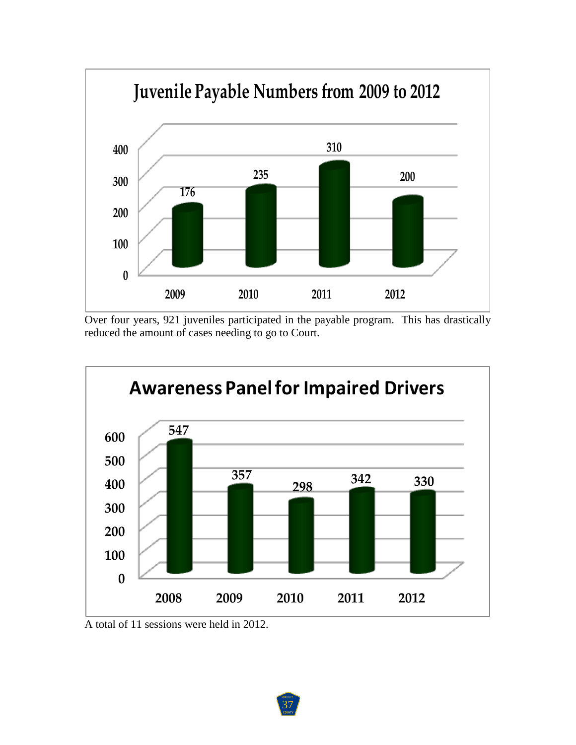## Juvenile Payable Numbers from 2009 to 2012

| Year | Number |
|---|---|
| 2009 | 176 |
| 2010 | 235 |
| 2011 | 310 |
| 2012 | 200 |

Over four years, 921 juveniles participated in the payable program. This has drastically reduced the amount of cases needing to go to Court.

## Awareness Panel for Impaired Drivers

| Year | Number |
|---|---|
| 2008 | 547 |
| 2009 | 357 |
| 2010 | 298 |
| 2011 | 342 |
| 2012 | 330 |

A total of 11 sessions were held in 2012.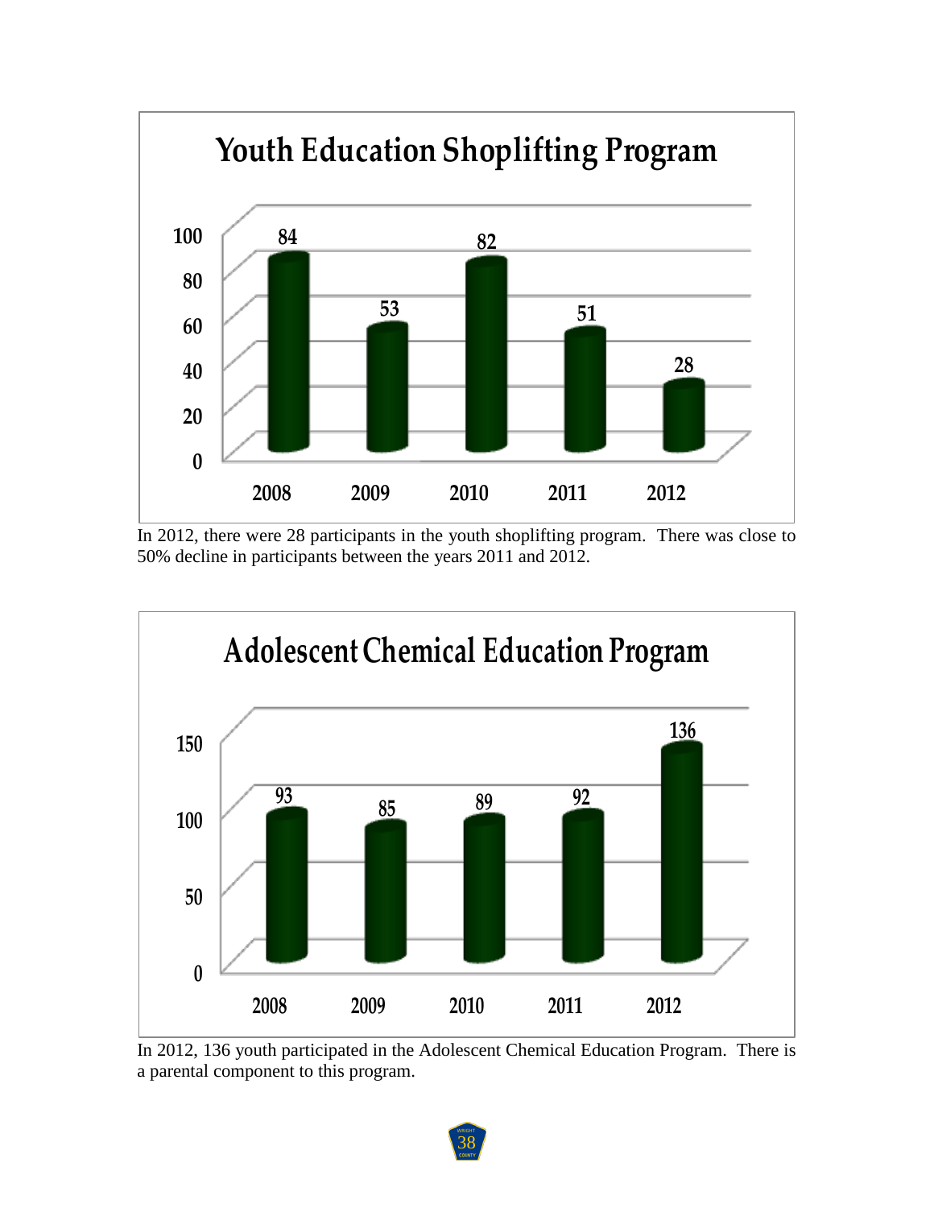## Youth Education Shoplifting Program

| Year | Participants |
|---|---|
| 2008 | 84 |
| 2009 | 53 |
| 2010 | 82 |
| 2011 | 51 |
| 2012 | 28 |

In 2012, there were 28 participants in the youth shoplifting program. There was close to 50% decline in participants between the years 2011 and 2012.

## Adolescent Chemical Education Program

| Year | Participants |
|---|---|
| 2008 | 93 |
| 2009 | 85 |
| 2010 | 89 |
| 2011 | 92 |
| 2012 | 136 |

In 2012, 136 youth participated in the Adolescent Chemical Education Program. There is a parental component to this program.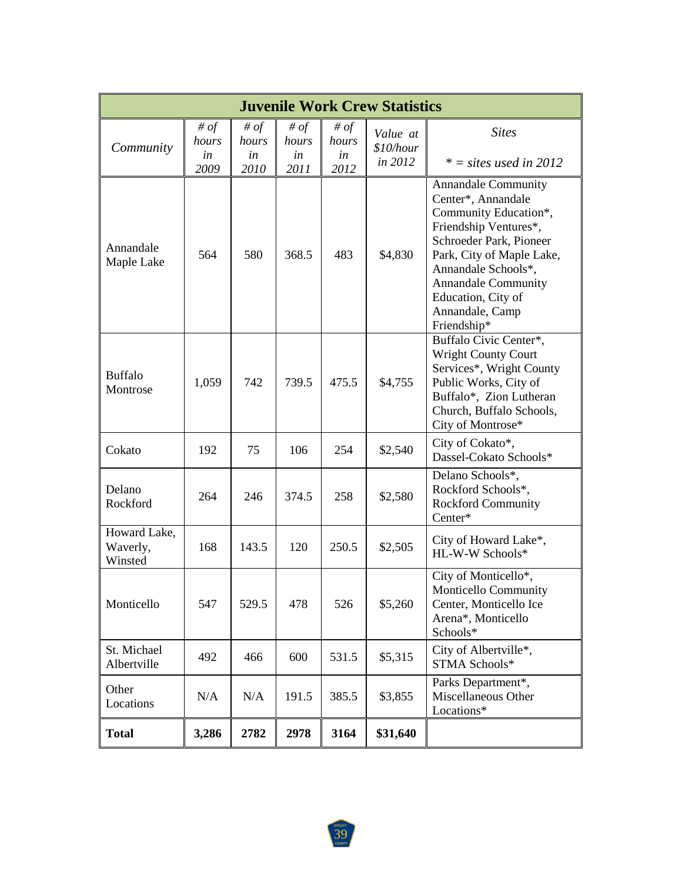| Juvenile Work Crew Statistics | | | | | | |
|---|---|---|---|---|---|---|
| *Community* | *# of hours in 2009* | *# of hours in 2010* | *# of hours in 2011* | *# of hours in 2012* | *Value at $10/hour in 2012* | *Sites* *\* = sites used in 2012* |
| Annandale Maple Lake | 564 | 580 | 368.5 | 483 | $4,830 | Annandale Community Center*, Annandale Community Education*, Friendship Ventures*, Schroeder Park, Pioneer Park, City of Maple Lake, Annandale Schools*, Annandale Community Education, City of Annandale, Camp Friendship* |
| Buffalo Montrose | 1,059 | 742 | 739.5 | 475.5 | $4,755 | Buffalo Civic Center*, Wright County Court Services*, Wright County Public Works, City of Buffalo*, Zion Lutheran Church, Buffalo Schools, City of Montrose* |
| Cokato | 192 | 75 | 106 | 254 | $2,540 | City of Cokato*, Dassel-Cokato Schools* |
| Delano Rockford | 264 | 246 | 374.5 | 258 | $2,580 | Delano Schools*, Rockford Schools*, Rockford Community Center* |
| Howard Lake, Waverly, Winsted | 168 | 143.5 | 120 | 250.5 | $2,505 | City of Howard Lake*, HL-W-W Schools* |
| Monticello | 547 | 529.5 | 478 | 526 | $5,260 | City of Monticello*, Monticello Community Center, Monticello Ice Arena*, Monticello Schools* |
| St. Michael Albertville | 492 | 466 | 600 | 531.5 | $5,315 | City of Albertville*, STMA Schools* |
| Other Locations | N/A | N/A | 191.5 | 385.5 | $3,855 | Parks Department*, Miscellaneous Other Locations* |
| **Total** | **3,286** | **2782** | **2978** | **3164** | **$31,640** | |